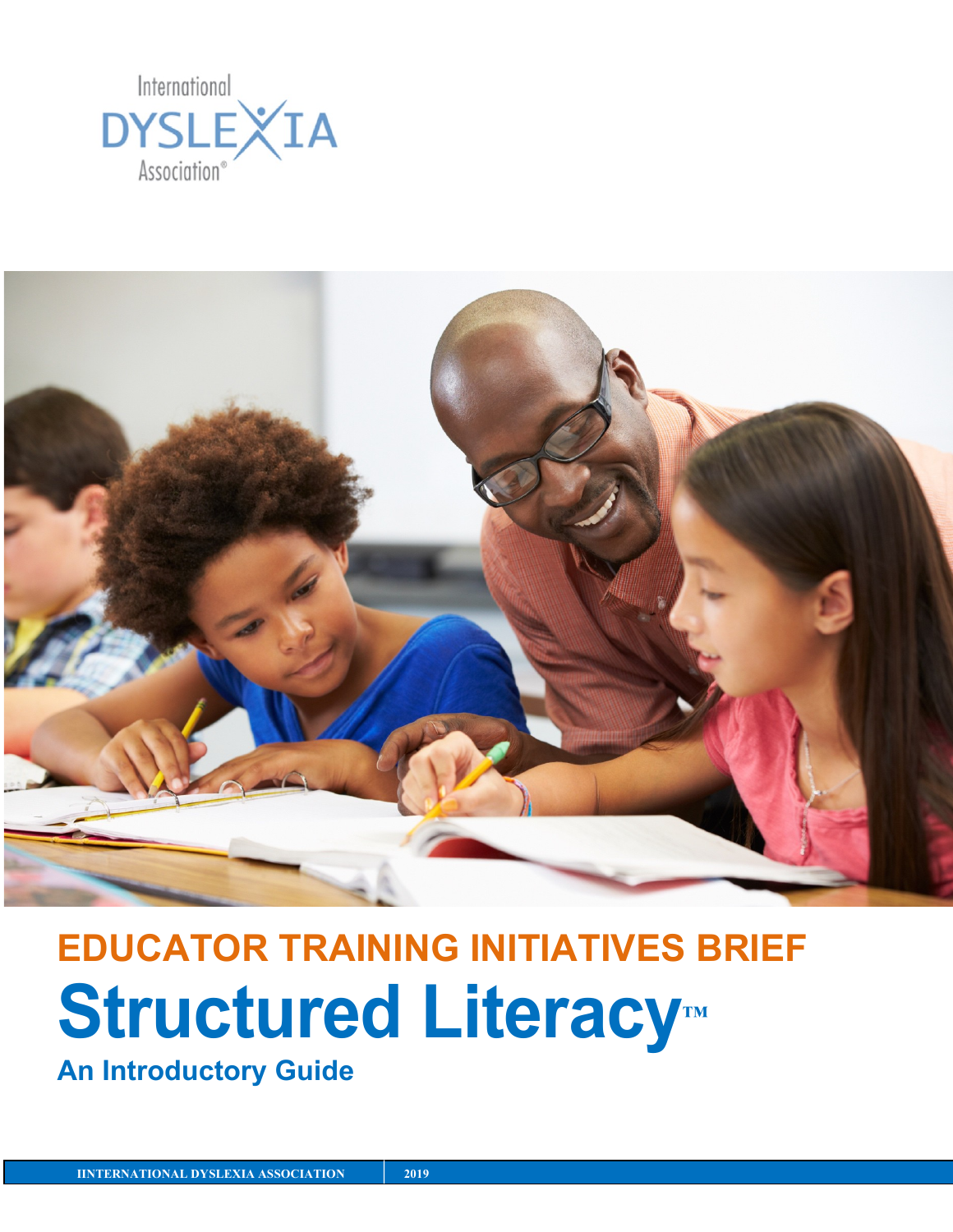International DYSLEXIA Association®

EDUCATOR TRAINING INITIATIVES BRIEF

# Structured Literacy™

## An Introductory Guide

IINTERNATIONAL DYSLEXIA ASSOCIATION | 2019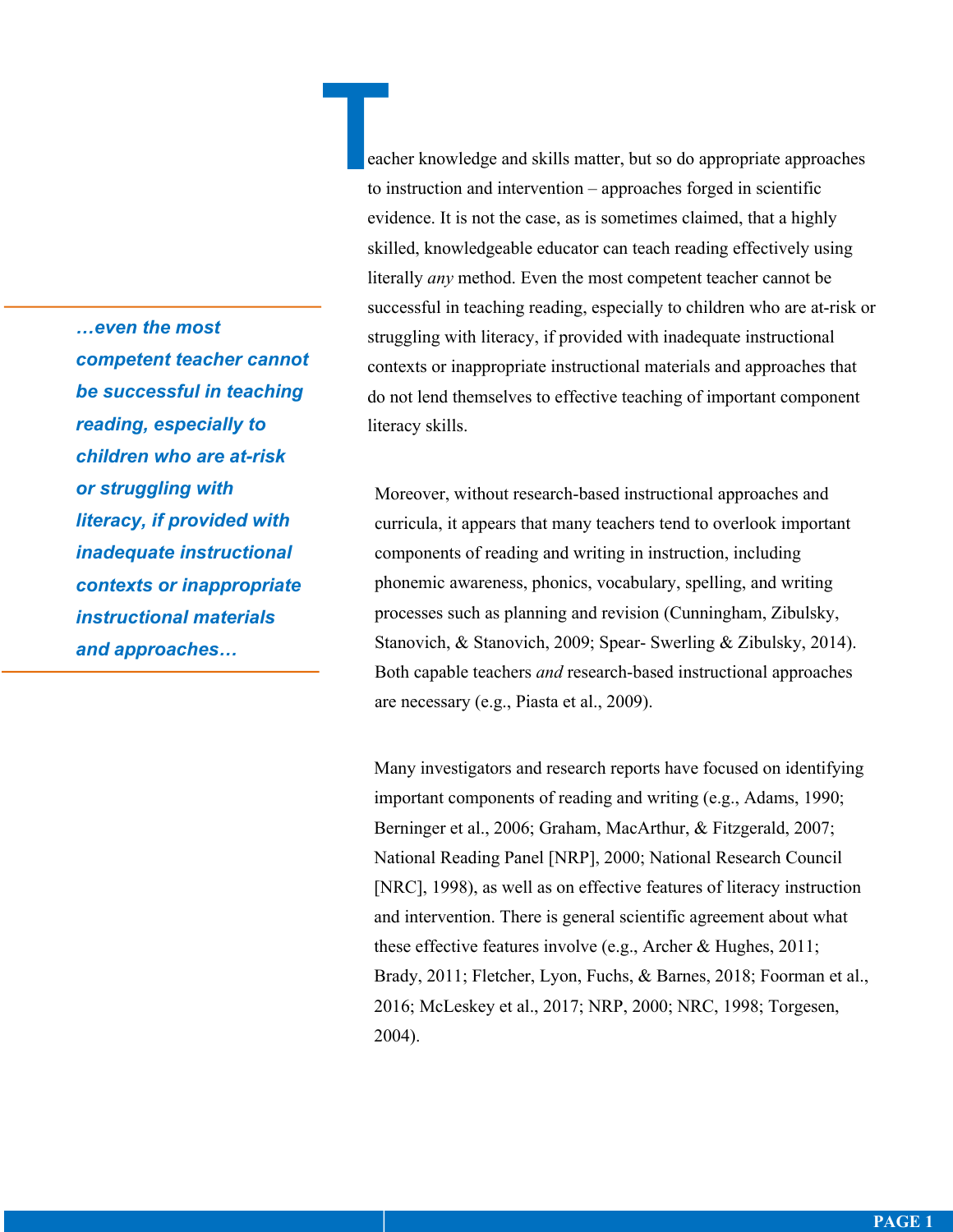Teacher knowledge and skills matter, but so do appropriate approaches to instruction and intervention – approaches forged in scientific evidence. It is not the case, as is sometimes claimed, that a highly skilled, knowledgeable educator can teach reading effectively using literally *any* method. Even the most competent teacher cannot be successful in teaching reading, especially to children who are at-risk or struggling with literacy, if provided with inadequate instructional contexts or inappropriate instructional materials and approaches that do not lend themselves to effective teaching of important component literacy skills.

> ***…even the most competent teacher cannot be successful in teaching reading, especially to children who are at-risk or struggling with literacy, if provided with inadequate instructional contexts or inappropriate instructional materials and approaches…***

Moreover, without research-based instructional approaches and curricula, it appears that many teachers tend to overlook important components of reading and writing in instruction, including phonemic awareness, phonics, vocabulary, spelling, and writing processes such as planning and revision (Cunningham, Zibulsky, Stanovich, & Stanovich, 2009; Spear- Swerling & Zibulsky, 2014). Both capable teachers *and* research-based instructional approaches are necessary (e.g., Piasta et al., 2009).

Many investigators and research reports have focused on identifying important components of reading and writing (e.g., Adams, 1990; Berninger et al., 2006; Graham, MacArthur, & Fitzgerald, 2007; National Reading Panel [NRP], 2000; National Research Council [NRC], 1998), as well as on effective features of literacy instruction and intervention. There is general scientific agreement about what these effective features involve (e.g., Archer & Hughes, 2011; Brady, 2011; Fletcher, Lyon, Fuchs, & Barnes, 2018; Foorman et al., 2016; McLeskey et al., 2017; NRP, 2000; NRC, 1998; Torgesen, 2004).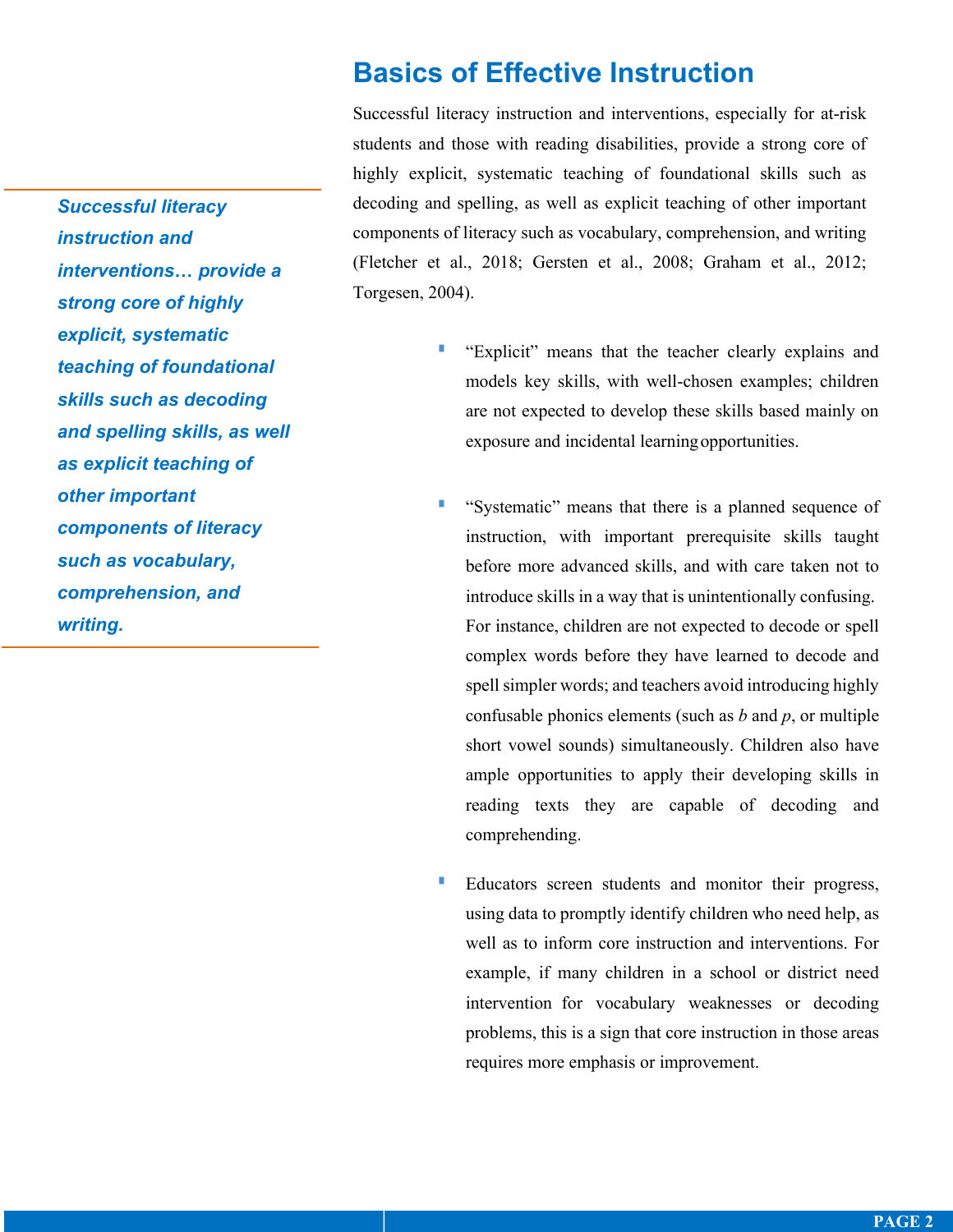## Basics of Effective Instruction

Successful literacy instruction and interventions, especially for at-risk students and those with reading disabilities, provide a strong core of highly explicit, systematic teaching of foundational skills such as decoding and spelling, as well as explicit teaching of other important components of literacy such as vocabulary, comprehension, and writing (Fletcher et al., 2018; Gersten et al., 2008; Graham et al., 2012; Torgesen, 2004).

> ***Successful literacy instruction and interventions… provide a strong core of highly explicit, systematic teaching of foundational skills such as decoding and spelling skills, as well as explicit teaching of other important components of literacy such as vocabulary, comprehension, and writing.***

- "Explicit" means that the teacher clearly explains and models key skills, with well-chosen examples; children are not expected to develop these skills based mainly on exposure and incidental learning opportunities.

- "Systematic" means that there is a planned sequence of instruction, with important prerequisite skills taught before more advanced skills, and with care taken not to introduce skills in a way that is unintentionally confusing. For instance, children are not expected to decode or spell complex words before they have learned to decode and spell simpler words; and teachers avoid introducing highly confusable phonics elements (such as *b* and *p*, or multiple short vowel sounds) simultaneously. Children also have ample opportunities to apply their developing skills in reading texts they are capable of decoding and comprehending.

- Educators screen students and monitor their progress, using data to promptly identify children who need help, as well as to inform core instruction and interventions. For example, if many children in a school or district need intervention for vocabulary weaknesses or decoding problems, this is a sign that core instruction in those areas requires more emphasis or improvement.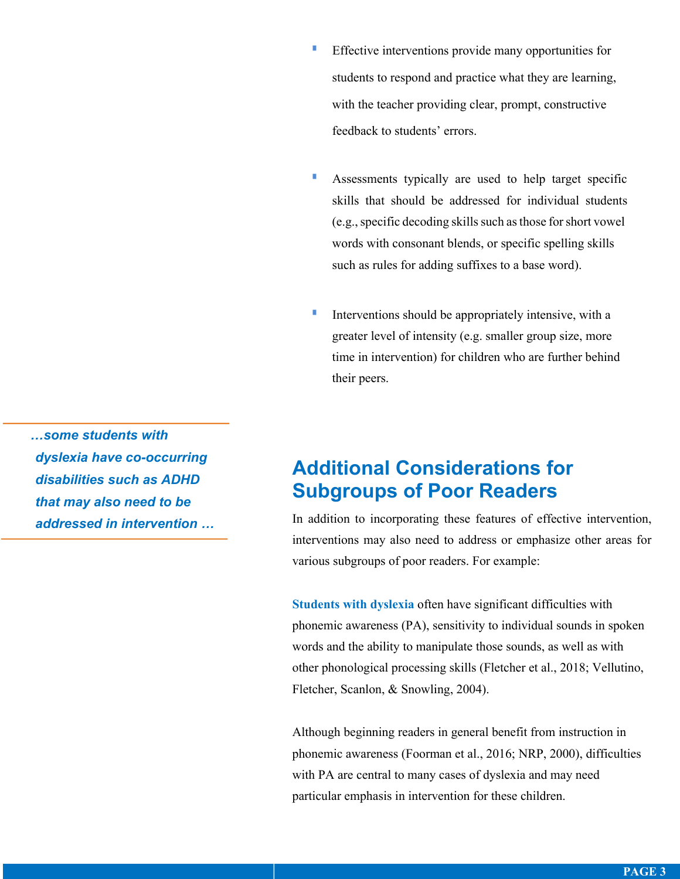- Effective interventions provide many opportunities for students to respond and practice what they are learning, with the teacher providing clear, prompt, constructive feedback to students' errors.

- Assessments typically are used to help target specific skills that should be addressed for individual students (e.g., specific decoding skills such as those for short vowel words with consonant blends, or specific spelling skills such as rules for adding suffixes to a base word).

- Interventions should be appropriately intensive, with a greater level of intensity (e.g. smaller group size, more time in intervention) for children who are further behind their peers.

## Additional Considerations for Subgroups of Poor Readers

In addition to incorporating these features of effective intervention, interventions may also need to address or emphasize other areas for various subgroups of poor readers. For example:

**Students with dyslexia** often have significant difficulties with phonemic awareness (PA), sensitivity to individual sounds in spoken words and the ability to manipulate those sounds, as well as with other phonological processing skills (Fletcher et al., 2018; Vellutino, Fletcher, Scanlon, & Snowling, 2004).

> ***…some students with dyslexia have co-occurring disabilities such as ADHD that may also need to be addressed in intervention …***

Although beginning readers in general benefit from instruction in phonemic awareness (Foorman et al., 2016; NRP, 2000), difficulties with PA are central to many cases of dyslexia and may need particular emphasis in intervention for these children.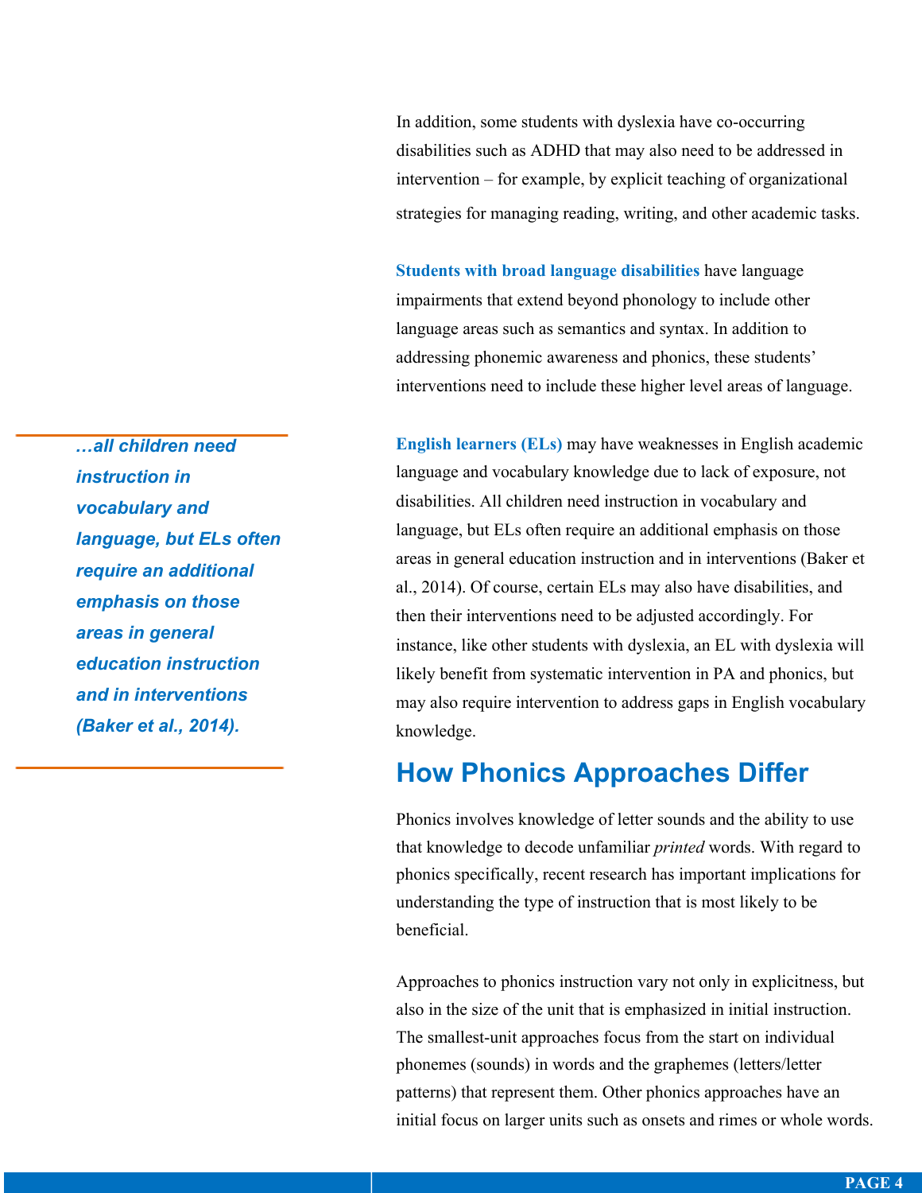In addition, some students with dyslexia have co-occurring disabilities such as ADHD that may also need to be addressed in intervention – for example, by explicit teaching of organizational strategies for managing reading, writing, and other academic tasks.

**Students with broad language disabilities** have language impairments that extend beyond phonology to include other language areas such as semantics and syntax. In addition to addressing phonemic awareness and phonics, these students' interventions need to include these higher level areas of language.

> ***…all children need instruction in vocabulary and language, but ELs often require an additional emphasis on those areas in general education instruction and in interventions (Baker et al., 2014).***

**English learners (ELs)** may have weaknesses in English academic language and vocabulary knowledge due to lack of exposure, not disabilities. All children need instruction in vocabulary and language, but ELs often require an additional emphasis on those areas in general education instruction and in interventions (Baker et al., 2014). Of course, certain ELs may also have disabilities, and then their interventions need to be adjusted accordingly. For instance, like other students with dyslexia, an EL with dyslexia will likely benefit from systematic intervention in PA and phonics, but may also require intervention to address gaps in English vocabulary knowledge.

## How Phonics Approaches Differ

Phonics involves knowledge of letter sounds and the ability to use that knowledge to decode unfamiliar *printed* words. With regard to phonics specifically, recent research has important implications for understanding the type of instruction that is most likely to be beneficial.

Approaches to phonics instruction vary not only in explicitness, but also in the size of the unit that is emphasized in initial instruction. The smallest-unit approaches focus from the start on individual phonemes (sounds) in words and the graphemes (letters/letter patterns) that represent them. Other phonics approaches have an initial focus on larger units such as onsets and rimes or whole words.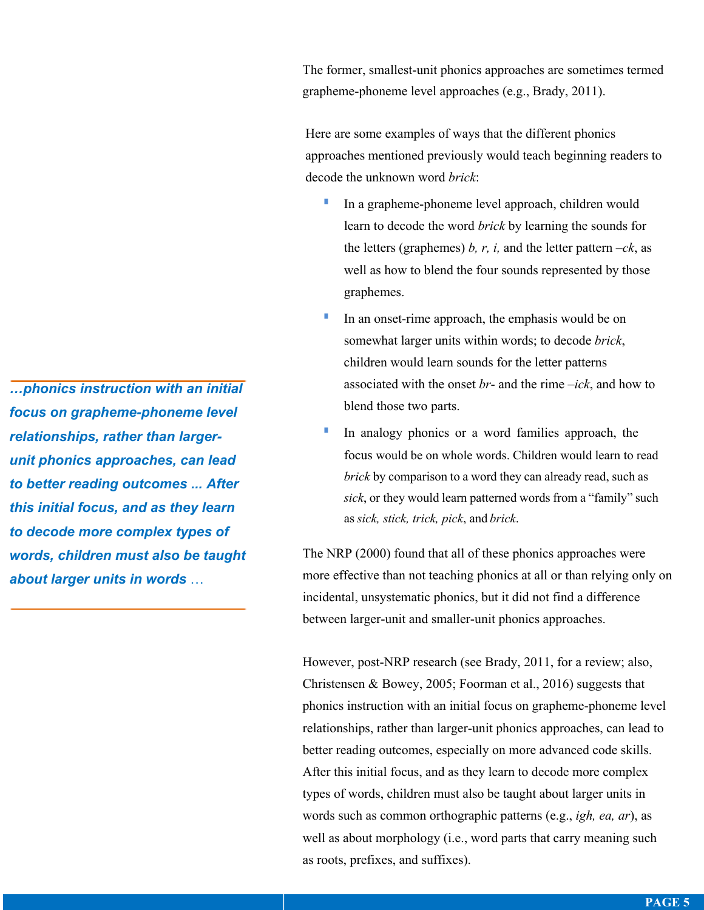The former, smallest-unit phonics approaches are sometimes termed grapheme-phoneme level approaches (e.g., Brady, 2011).

Here are some examples of ways that the different phonics approaches mentioned previously would teach beginning readers to decode the unknown word *brick*:

- In a grapheme-phoneme level approach, children would learn to decode the word *brick* by learning the sounds for the letters (graphemes) *b, r, i,* and the letter pattern *–ck*, as well as how to blend the four sounds represented by those graphemes.
- In an onset-rime approach, the emphasis would be on somewhat larger units within words; to decode *brick*, children would learn sounds for the letter patterns associated with the onset *br-* and the rime *–ick*, and how to blend those two parts.
- In analogy phonics or a word families approach, the focus would be on whole words. Children would learn to read *brick* by comparison to a word they can already read, such as *sick*, or they would learn patterned words from a "family" such as *sick, stick, trick, pick*, and *brick*.

> ***…phonics instruction with an initial focus on grapheme-phoneme level relationships, rather than larger-unit phonics approaches, can lead to better reading outcomes ... After this initial focus, and as they learn to decode more complex types of words, children must also be taught about larger units in words …***

The NRP (2000) found that all of these phonics approaches were more effective than not teaching phonics at all or than relying only on incidental, unsystematic phonics, but it did not find a difference between larger-unit and smaller-unit phonics approaches.

However, post-NRP research (see Brady, 2011, for a review; also, Christensen & Bowey, 2005; Foorman et al., 2016) suggests that phonics instruction with an initial focus on grapheme-phoneme level relationships, rather than larger-unit phonics approaches, can lead to better reading outcomes, especially on more advanced code skills. After this initial focus, and as they learn to decode more complex types of words, children must also be taught about larger units in words such as common orthographic patterns (e.g., *igh, ea, ar*), as well as about morphology (i.e., word parts that carry meaning such as roots, prefixes, and suffixes).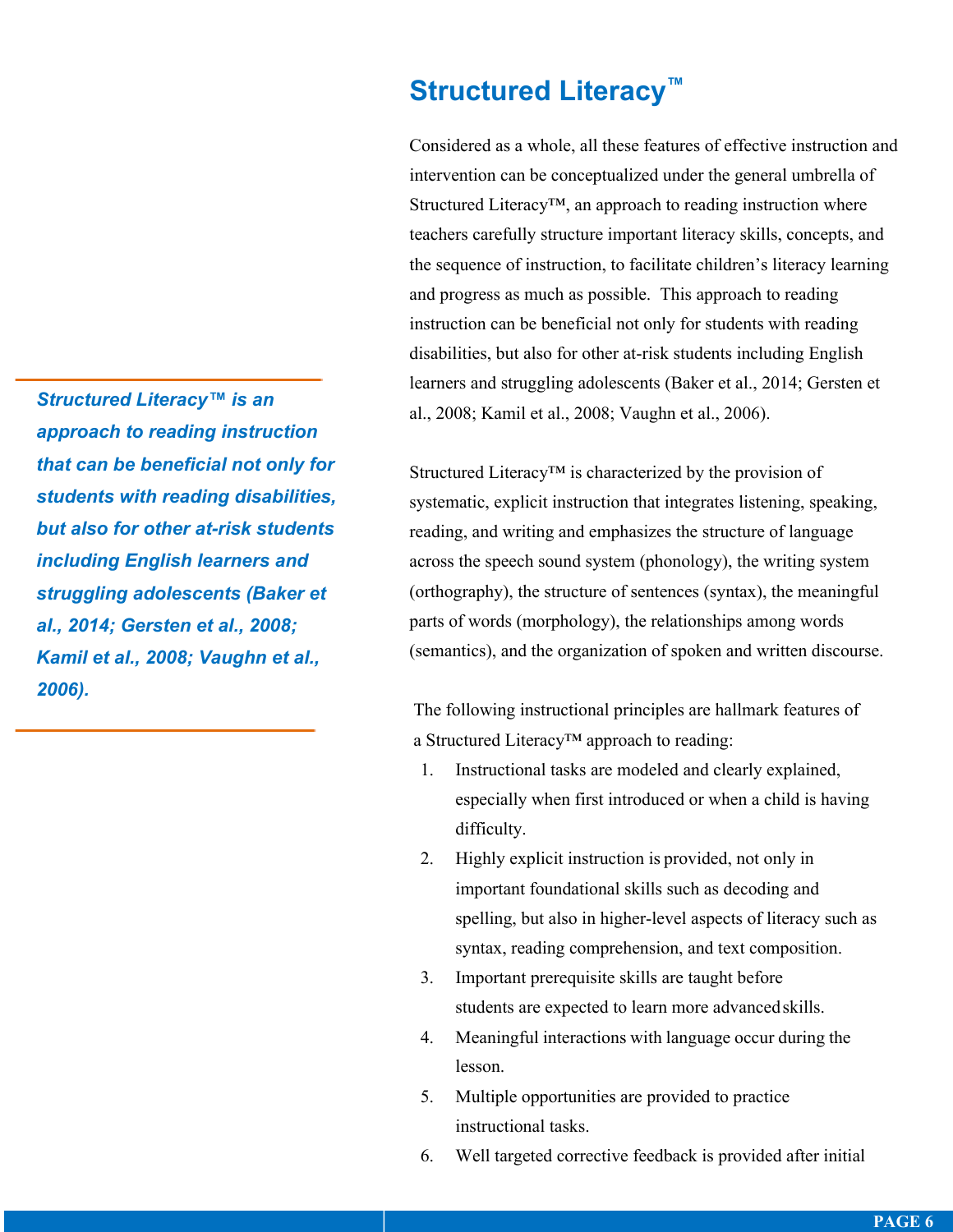## Structured Literacy™

Considered as a whole, all these features of effective instruction and intervention can be conceptualized under the general umbrella of Structured Literacy™, an approach to reading instruction where teachers carefully structure important literacy skills, concepts, and the sequence of instruction, to facilitate children's literacy learning and progress as much as possible. This approach to reading instruction can be beneficial not only for students with reading disabilities, but also for other at-risk students including English learners and struggling adolescents (Baker et al., 2014; Gersten et al., 2008; Kamil et al., 2008; Vaughn et al., 2006).

***Structured Literacy™ is an approach to reading instruction that can be beneficial not only for students with reading disabilities, but also for other at-risk students including English learners and struggling adolescents (Baker et al., 2014; Gersten et al., 2008; Kamil et al., 2008; Vaughn et al., 2006).***

Structured Literacy™ is characterized by the provision of systematic, explicit instruction that integrates listening, speaking, reading, and writing and emphasizes the structure of language across the speech sound system (phonology), the writing system (orthography), the structure of sentences (syntax), the meaningful parts of words (morphology), the relationships among words (semantics), and the organization of spoken and written discourse.

The following instructional principles are hallmark features of a Structured Literacy™ approach to reading:

1. Instructional tasks are modeled and clearly explained, especially when first introduced or when a child is having difficulty.
2. Highly explicit instruction is provided, not only in important foundational skills such as decoding and spelling, but also in higher-level aspects of literacy such as syntax, reading comprehension, and text composition.
3. Important prerequisite skills are taught before students are expected to learn more advanced skills.
4. Meaningful interactions with language occur during the lesson.
5. Multiple opportunities are provided to practice instructional tasks.
6. Well targeted corrective feedback is provided after initial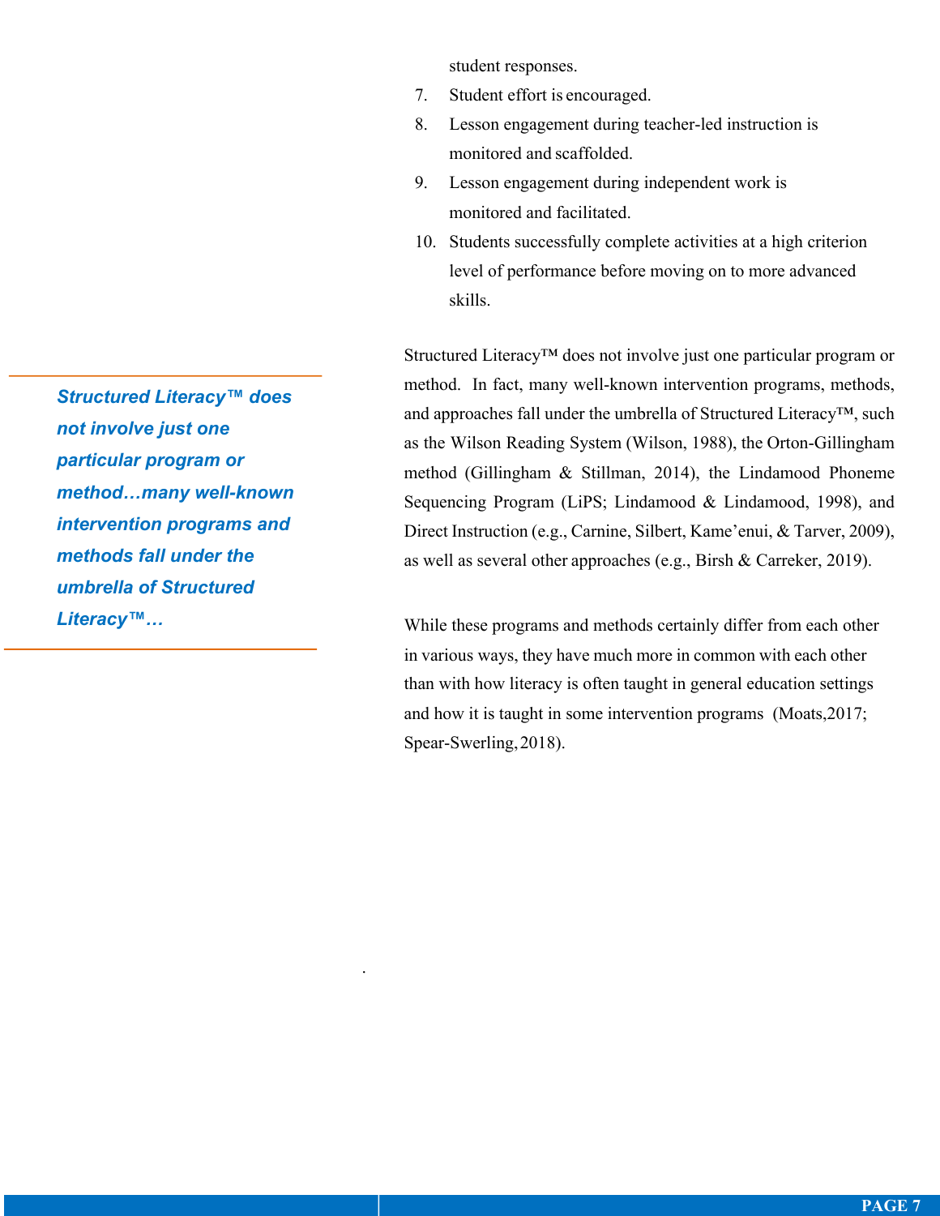student responses.

7. Student effort is encouraged.
8. Lesson engagement during teacher-led instruction is monitored and scaffolded.
9. Lesson engagement during independent work is monitored and facilitated.
10. Students successfully complete activities at a high criterion level of performance before moving on to more advanced skills.

***Structured Literacy™ does not involve just one particular program or method…many well-known intervention programs and methods fall under the umbrella of Structured Literacy™…***

Structured Literacy™ does not involve just one particular program or method. In fact, many well-known intervention programs, methods, and approaches fall under the umbrella of Structured Literacy™, such as the Wilson Reading System (Wilson, 1988), the Orton-Gillingham method (Gillingham & Stillman, 2014), the Lindamood Phoneme Sequencing Program (LiPS; Lindamood & Lindamood, 1998), and Direct Instruction (e.g., Carnine, Silbert, Kame'enui, & Tarver, 2009), as well as several other approaches (e.g., Birsh & Carreker, 2019).

While these programs and methods certainly differ from each other in various ways, they have much more in common with each other than with how literacy is often taught in general education settings and how it is taught in some intervention programs (Moats,2017; Spear-Swerling, 2018).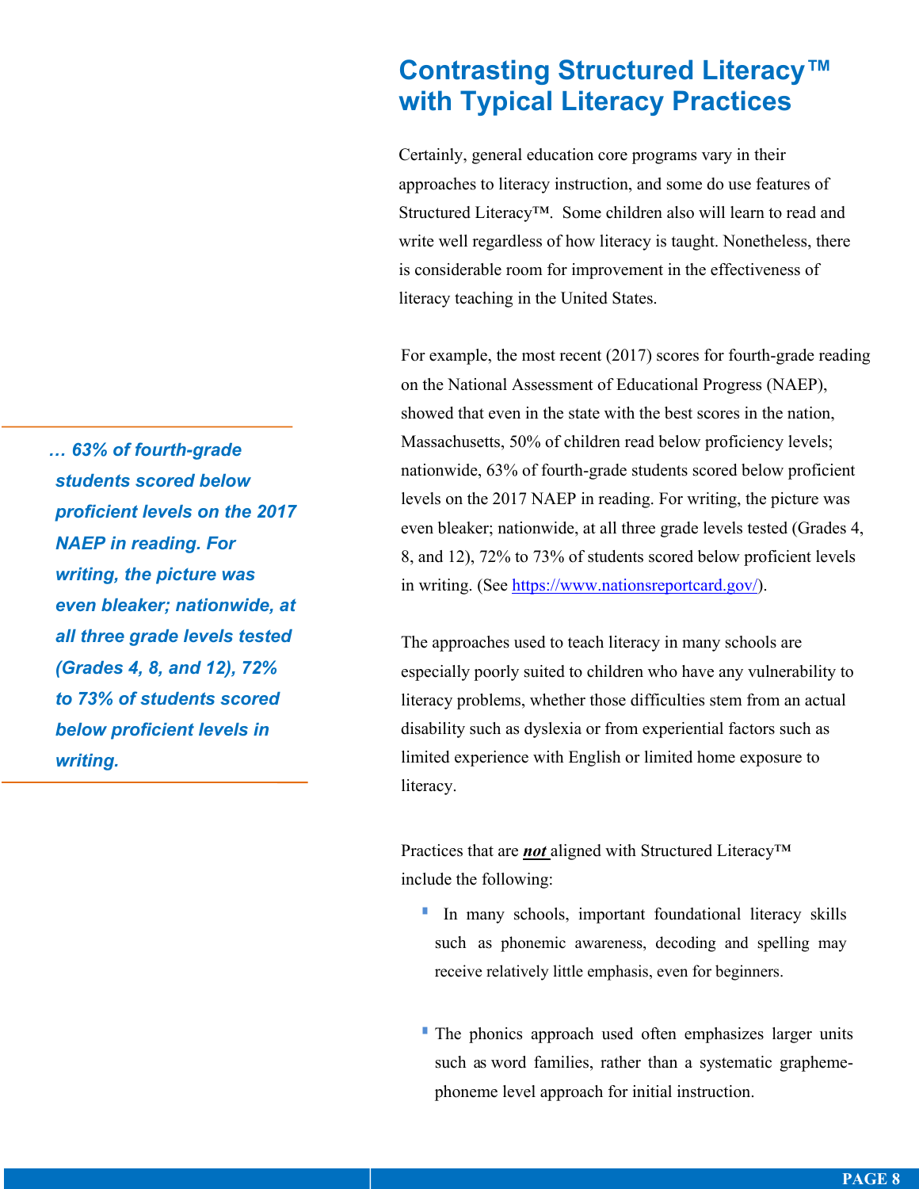## Contrasting Structured Literacy™ with Typical Literacy Practices

Certainly, general education core programs vary in their approaches to literacy instruction, and some do use features of Structured Literacy™. Some children also will learn to read and write well regardless of how literacy is taught. Nonetheless, there is considerable room for improvement in the effectiveness of literacy teaching in the United States.

For example, the most recent (2017) scores for fourth-grade reading on the National Assessment of Educational Progress (NAEP), showed that even in the state with the best scores in the nation, Massachusetts, 50% of children read below proficiency levels; nationwide, 63% of fourth-grade students scored below proficient levels on the 2017 NAEP in reading. For writing, the picture was even bleaker; nationwide, at all three grade levels tested (Grades 4, 8, and 12), 72% to 73% of students scored below proficient levels in writing. (See https://www.nationsreportcard.gov/).

***… 63% of fourth-grade students scored below proficient levels on the 2017 NAEP in reading. For writing, the picture was even bleaker; nationwide, at all three grade levels tested (Grades 4, 8, and 12), 72% to 73% of students scored below proficient levels in writing.***

The approaches used to teach literacy in many schools are especially poorly suited to children who have any vulnerability to literacy problems, whether those difficulties stem from an actual disability such as dyslexia or from experiential factors such as limited experience with English or limited home exposure to literacy.

Practices that are ***not*** aligned with Structured Literacy™ include the following:

- In many schools, important foundational literacy skills such as phonemic awareness, decoding and spelling may receive relatively little emphasis, even for beginners.
- The phonics approach used often emphasizes larger units such as word families, rather than a systematic grapheme-phoneme level approach for initial instruction.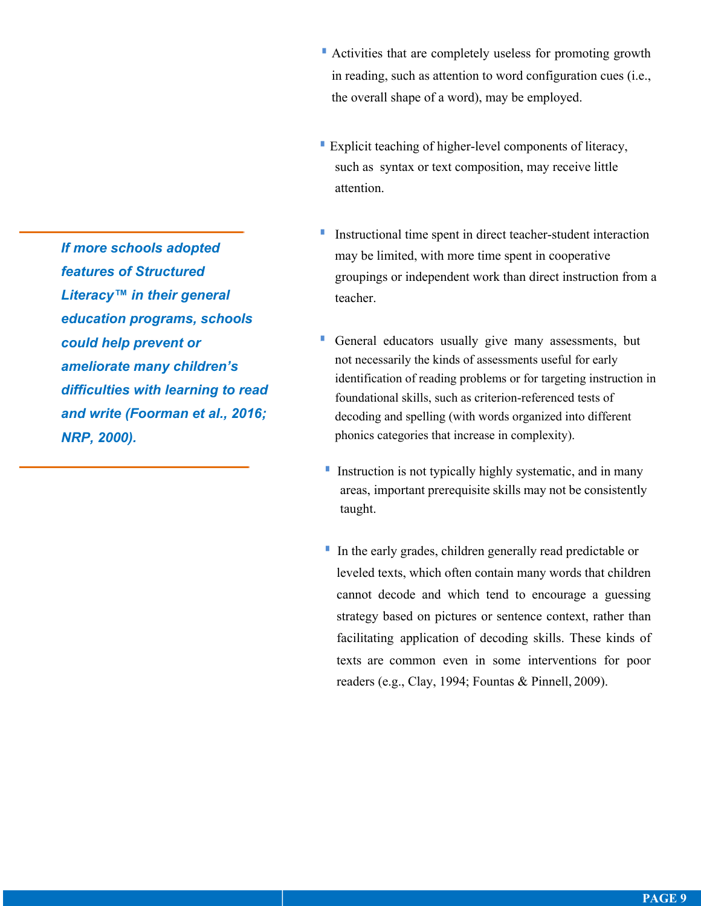- Activities that are completely useless for promoting growth in reading, such as attention to word configuration cues (i.e., the overall shape of a word), may be employed.

- Explicit teaching of higher-level components of literacy, such as syntax or text composition, may receive little attention.

- Instructional time spent in direct teacher-student interaction may be limited, with more time spent in cooperative groupings or independent work than direct instruction from a teacher.

> ***If more schools adopted features of Structured Literacy™ in their general education programs, schools could help prevent or ameliorate many children's difficulties with learning to read and write (Foorman et al., 2016; NRP, 2000).***

- General educators usually give many assessments, but not necessarily the kinds of assessments useful for early identification of reading problems or for targeting instruction in foundational skills, such as criterion-referenced tests of decoding and spelling (with words organized into different phonics categories that increase in complexity).

- Instruction is not typically highly systematic, and in many areas, important prerequisite skills may not be consistently taught.

- In the early grades, children generally read predictable or leveled texts, which often contain many words that children cannot decode and which tend to encourage a guessing strategy based on pictures or sentence context, rather than facilitating application of decoding skills. These kinds of texts are common even in some interventions for poor readers (e.g., Clay, 1994; Fountas & Pinnell, 2009).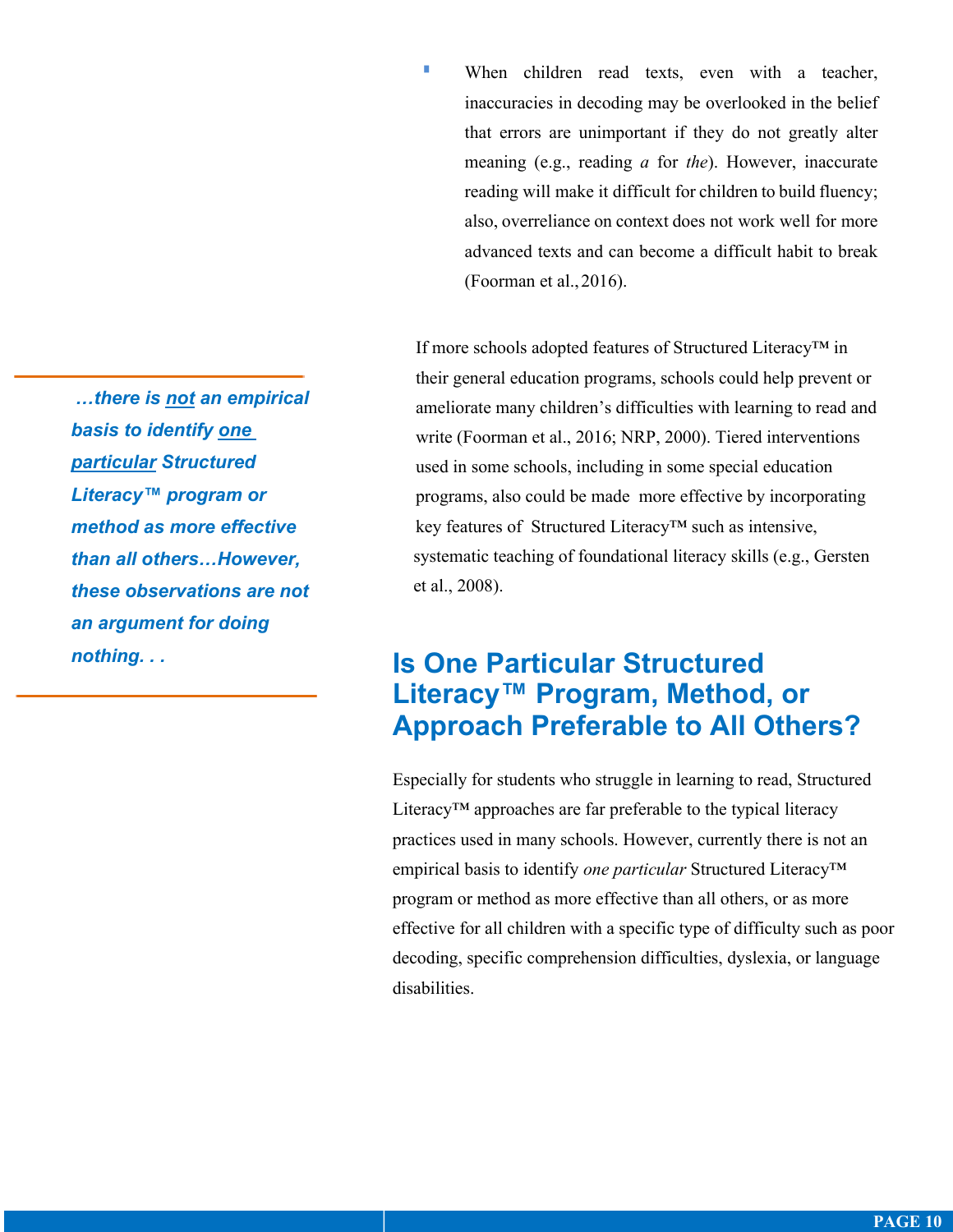- When children read texts, even with a teacher, inaccuracies in decoding may be overlooked in the belief that errors are unimportant if they do not greatly alter meaning (e.g., reading *a* for *the*). However, inaccurate reading will make it difficult for children to build fluency; also, overreliance on context does not work well for more advanced texts and can become a difficult habit to break (Foorman et al., 2016).

If more schools adopted features of Structured Literacy™ in their general education programs, schools could help prevent or ameliorate many children's difficulties with learning to read and write (Foorman et al., 2016; NRP, 2000). Tiered interventions used in some schools, including in some special education programs, also could be made more effective by incorporating key features of Structured Literacy™ such as intensive, systematic teaching of foundational literacy skills (e.g., Gersten et al., 2008).

> ***…there is not an empirical basis to identify one particular Structured Literacy™ program or method as more effective than all others…However, these observations are not an argument for doing nothing. . .***

## Is One Particular Structured Literacy™ Program, Method, or Approach Preferable to All Others?

Especially for students who struggle in learning to read, Structured Literacy™ approaches are far preferable to the typical literacy practices used in many schools. However, currently there is not an empirical basis to identify *one particular* Structured Literacy™ program or method as more effective than all others, or as more effective for all children with a specific type of difficulty such as poor decoding, specific comprehension difficulties, dyslexia, or language disabilities.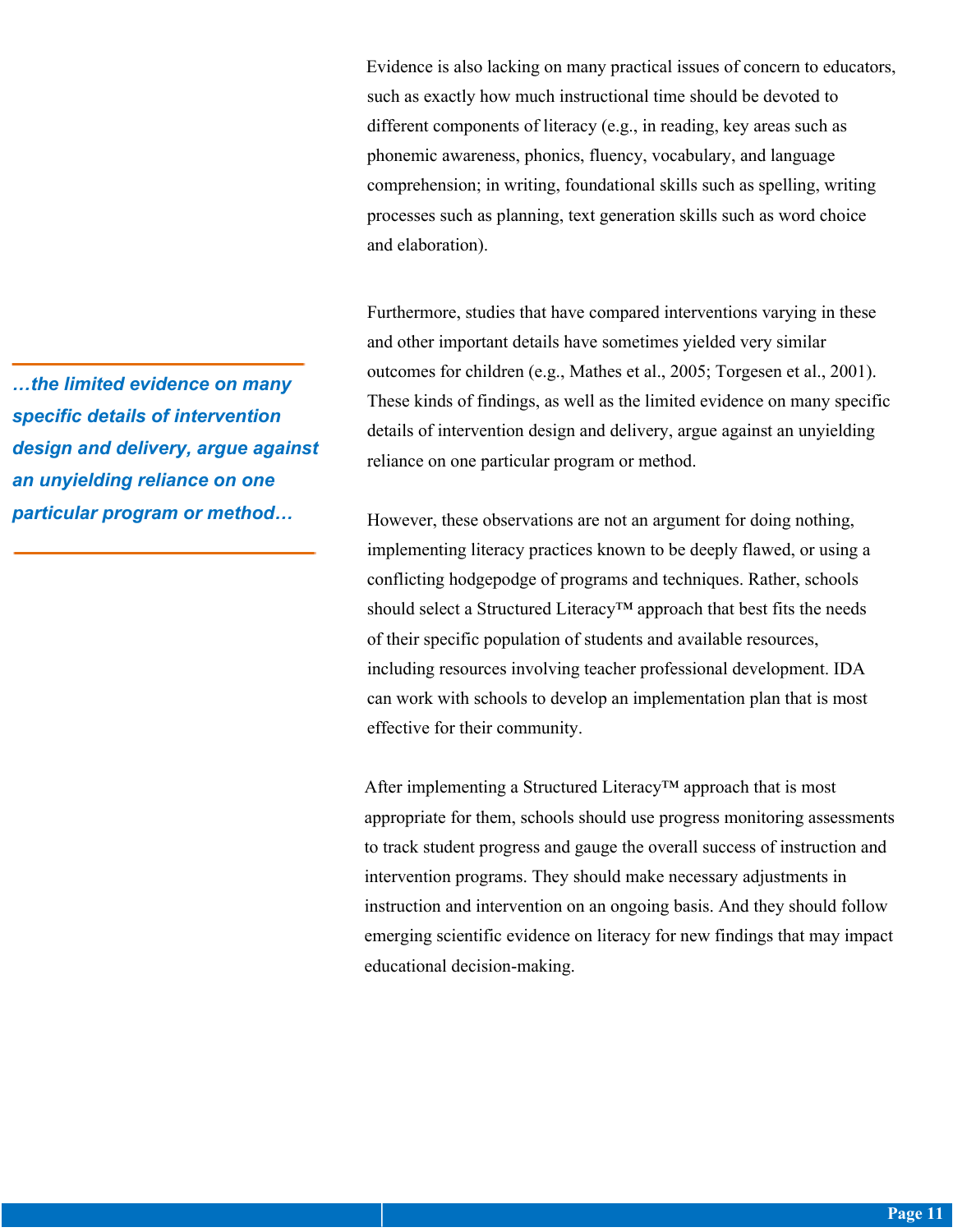Evidence is also lacking on many practical issues of concern to educators, such as exactly how much instructional time should be devoted to different components of literacy (e.g., in reading, key areas such as phonemic awareness, phonics, fluency, vocabulary, and language comprehension; in writing, foundational skills such as spelling, writing processes such as planning, text generation skills such as word choice and elaboration).

Furthermore, studies that have compared interventions varying in these and other important details have sometimes yielded very similar outcomes for children (e.g., Mathes et al., 2005; Torgesen et al., 2001). These kinds of findings, as well as the limited evidence on many specific details of intervention design and delivery, argue against an unyielding reliance on one particular program or method.

***…the limited evidence on many specific details of intervention design and delivery, argue against an unyielding reliance on one particular program or method…***

However, these observations are not an argument for doing nothing, implementing literacy practices known to be deeply flawed, or using a conflicting hodgepodge of programs and techniques. Rather, schools should select a Structured Literacy™ approach that best fits the needs of their specific population of students and available resources, including resources involving teacher professional development. IDA can work with schools to develop an implementation plan that is most effective for their community.

After implementing a Structured Literacy™ approach that is most appropriate for them, schools should use progress monitoring assessments to track student progress and gauge the overall success of instruction and intervention programs. They should make necessary adjustments in instruction and intervention on an ongoing basis. And they should follow emerging scientific evidence on literacy for new findings that may impact educational decision-making.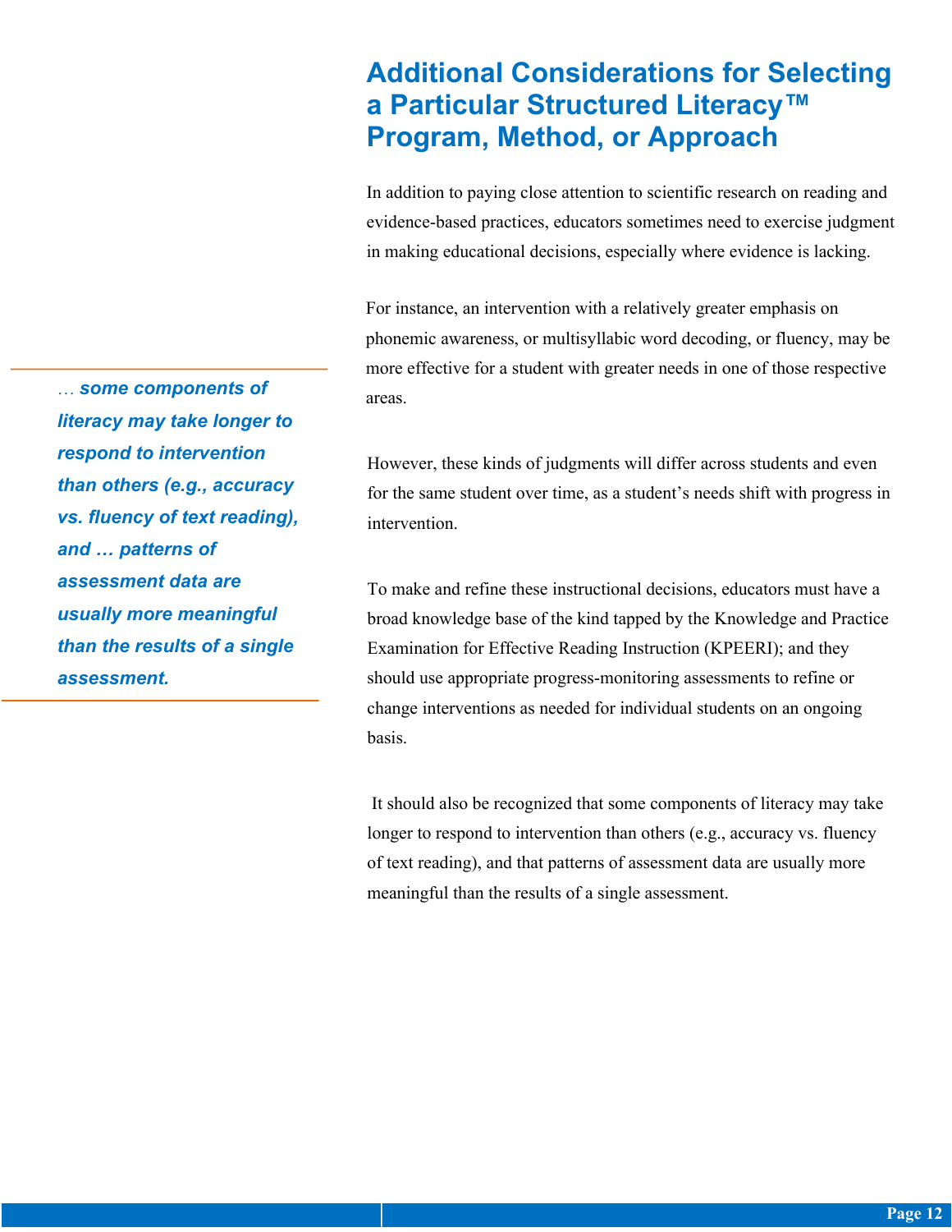## Additional Considerations for Selecting a Particular Structured Literacy™ Program, Method, or Approach

In addition to paying close attention to scientific research on reading and evidence-based practices, educators sometimes need to exercise judgment in making educational decisions, especially where evidence is lacking.

For instance, an intervention with a relatively greater emphasis on phonemic awareness, or multisyllabic word decoding, or fluency, may be more effective for a student with greater needs in one of those respective areas.

> … *some components of literacy may take longer to respond to intervention than others (e.g., accuracy vs. fluency of text reading), and … patterns of assessment data are usually more meaningful than the results of a single assessment.*

However, these kinds of judgments will differ across students and even for the same student over time, as a student's needs shift with progress in intervention.

To make and refine these instructional decisions, educators must have a broad knowledge base of the kind tapped by the Knowledge and Practice Examination for Effective Reading Instruction (KPEERI); and they should use appropriate progress-monitoring assessments to refine or change interventions as needed for individual students on an ongoing basis.

It should also be recognized that some components of literacy may take longer to respond to intervention than others (e.g., accuracy vs. fluency of text reading), and that patterns of assessment data are usually more meaningful than the results of a single assessment.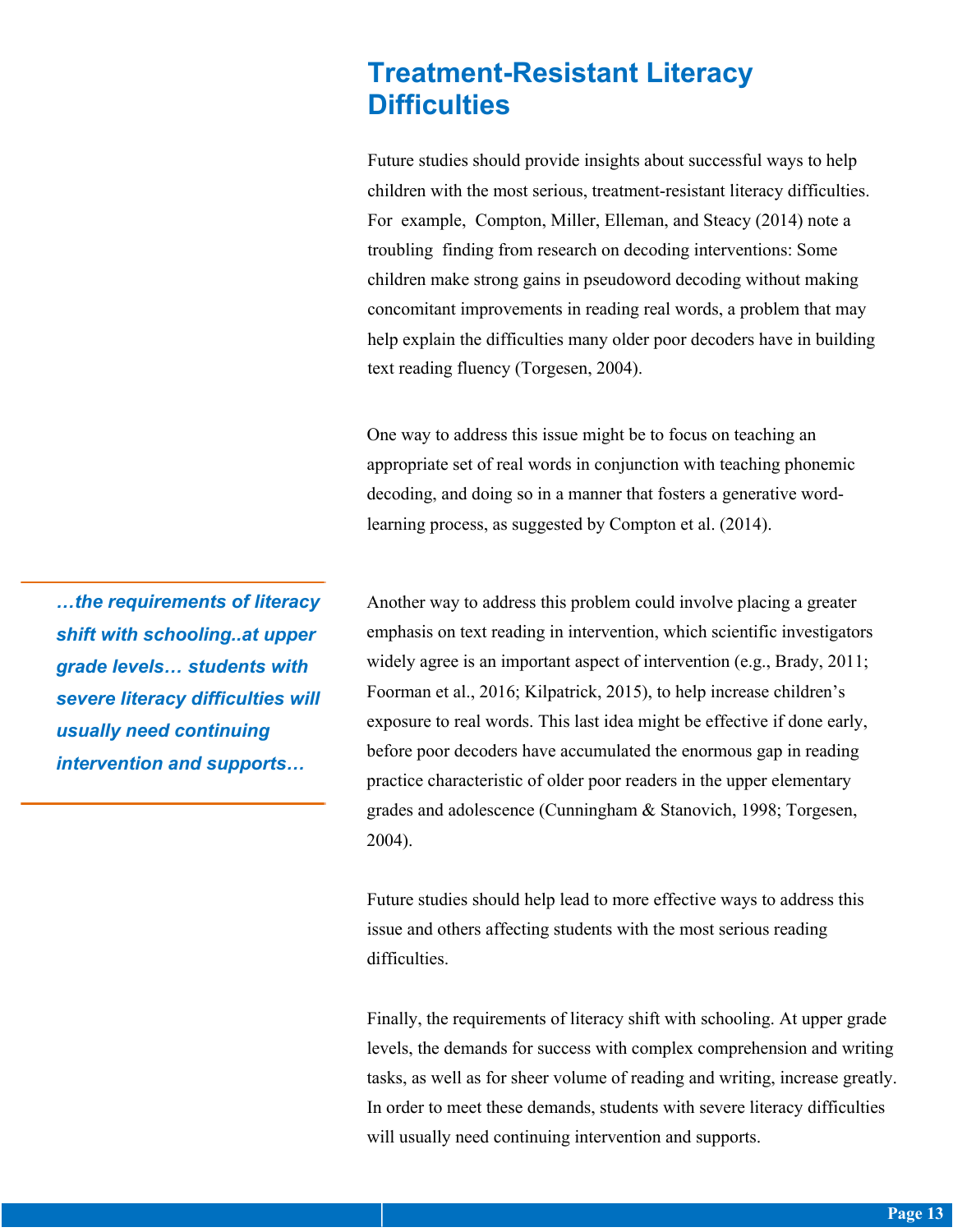## Treatment-Resistant Literacy Difficulties

Future studies should provide insights about successful ways to help children with the most serious, treatment-resistant literacy difficulties. For example, Compton, Miller, Elleman, and Steacy (2014) note a troubling finding from research on decoding interventions: Some children make strong gains in pseudoword decoding without making concomitant improvements in reading real words, a problem that may help explain the difficulties many older poor decoders have in building text reading fluency (Torgesen, 2004).

One way to address this issue might be to focus on teaching an appropriate set of real words in conjunction with teaching phonemic decoding, and doing so in a manner that fosters a generative word-learning process, as suggested by Compton et al. (2014).

> ***…the requirements of literacy shift with schooling..at upper grade levels… students with severe literacy difficulties will usually need continuing intervention and supports…***

Another way to address this problem could involve placing a greater emphasis on text reading in intervention, which scientific investigators widely agree is an important aspect of intervention (e.g., Brady, 2011; Foorman et al., 2016; Kilpatrick, 2015), to help increase children's exposure to real words. This last idea might be effective if done early, before poor decoders have accumulated the enormous gap in reading practice characteristic of older poor readers in the upper elementary grades and adolescence (Cunningham & Stanovich, 1998; Torgesen, 2004).

Future studies should help lead to more effective ways to address this issue and others affecting students with the most serious reading difficulties.

Finally, the requirements of literacy shift with schooling. At upper grade levels, the demands for success with complex comprehension and writing tasks, as well as for sheer volume of reading and writing, increase greatly. In order to meet these demands, students with severe literacy difficulties will usually need continuing intervention and supports.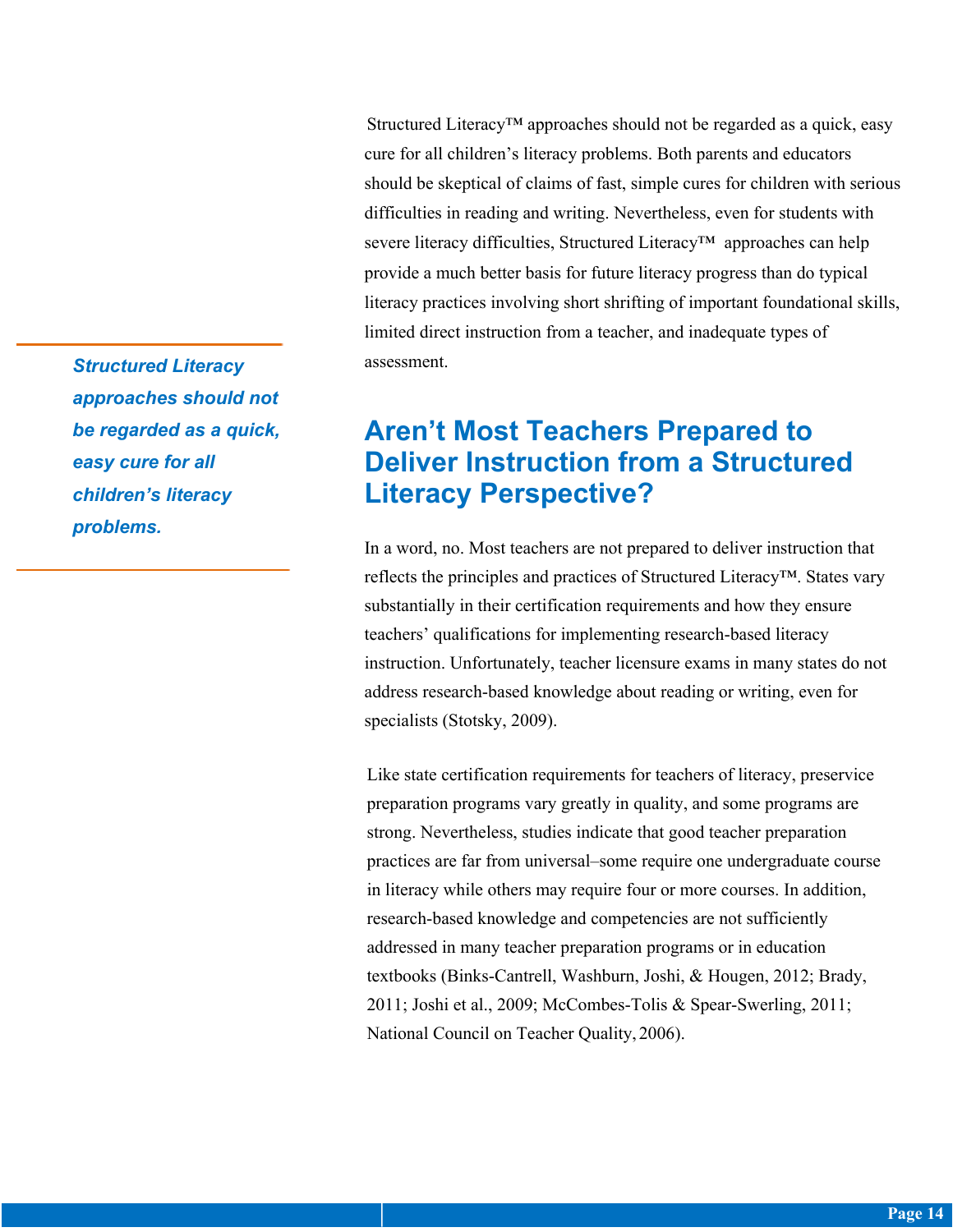Structured Literacy™ approaches should not be regarded as a quick, easy cure for all children's literacy problems. Both parents and educators should be skeptical of claims of fast, simple cures for children with serious difficulties in reading and writing. Nevertheless, even for students with severe literacy difficulties, Structured Literacy™ approaches can help provide a much better basis for future literacy progress than do typical literacy practices involving short shrifting of important foundational skills, limited direct instruction from a teacher, and inadequate types of assessment.

***Structured Literacy approaches should not be regarded as a quick, easy cure for all children's literacy problems.***

## Aren't Most Teachers Prepared to Deliver Instruction from a Structured Literacy Perspective?

In a word, no. Most teachers are not prepared to deliver instruction that reflects the principles and practices of Structured Literacy™. States vary substantially in their certification requirements and how they ensure teachers' qualifications for implementing research-based literacy instruction. Unfortunately, teacher licensure exams in many states do not address research-based knowledge about reading or writing, even for specialists (Stotsky, 2009).

Like state certification requirements for teachers of literacy, preservice preparation programs vary greatly in quality, and some programs are strong. Nevertheless, studies indicate that good teacher preparation practices are far from universal–some require one undergraduate course in literacy while others may require four or more courses. In addition, research-based knowledge and competencies are not sufficiently addressed in many teacher preparation programs or in education textbooks (Binks-Cantrell, Washburn, Joshi, & Hougen, 2012; Brady, 2011; Joshi et al., 2009; McCombes-Tolis & Spear-Swerling, 2011; National Council on Teacher Quality, 2006).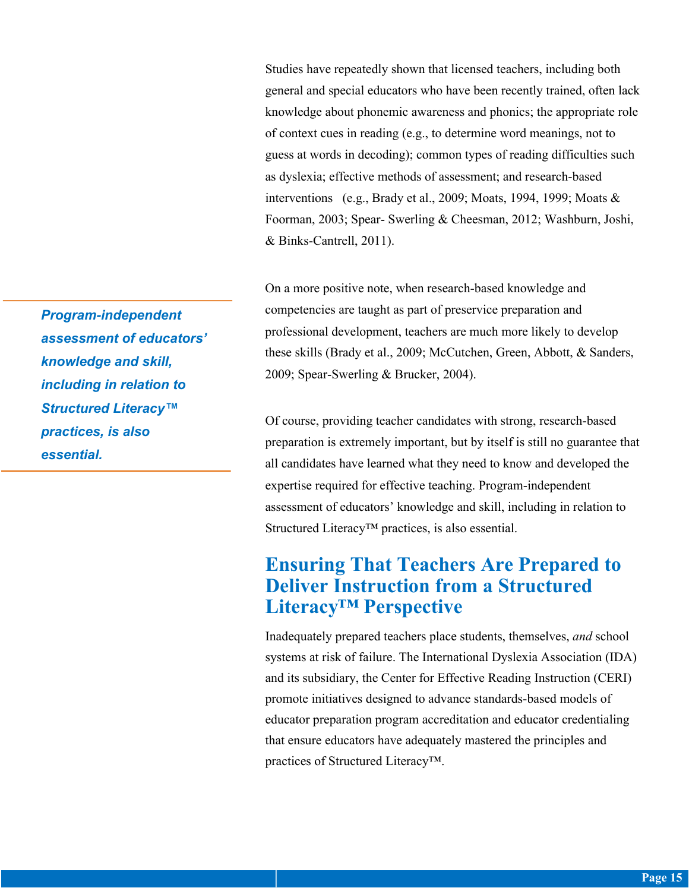Studies have repeatedly shown that licensed teachers, including both general and special educators who have been recently trained, often lack knowledge about phonemic awareness and phonics; the appropriate role of context cues in reading (e.g., to determine word meanings, not to guess at words in decoding); common types of reading difficulties such as dyslexia; effective methods of assessment; and research-based interventions (e.g., Brady et al., 2009; Moats, 1994, 1999; Moats & Foorman, 2003; Spear- Swerling & Cheesman, 2012; Washburn, Joshi, & Binks-Cantrell, 2011).

***Program-independent assessment of educators' knowledge and skill, including in relation to Structured Literacy™ practices, is also essential.***

On a more positive note, when research-based knowledge and competencies are taught as part of preservice preparation and professional development, teachers are much more likely to develop these skills (Brady et al., 2009; McCutchen, Green, Abbott, & Sanders, 2009; Spear-Swerling & Brucker, 2004).

Of course, providing teacher candidates with strong, research-based preparation is extremely important, but by itself is still no guarantee that all candidates have learned what they need to know and developed the expertise required for effective teaching. Program-independent assessment of educators' knowledge and skill, including in relation to Structured Literacy™ practices, is also essential.

## Ensuring That Teachers Are Prepared to Deliver Instruction from a Structured Literacy™ Perspective

Inadequately prepared teachers place students, themselves, *and* school systems at risk of failure. The International Dyslexia Association (IDA) and its subsidiary, the Center for Effective Reading Instruction (CERI) promote initiatives designed to advance standards-based models of educator preparation program accreditation and educator credentialing that ensure educators have adequately mastered the principles and practices of Structured Literacy™.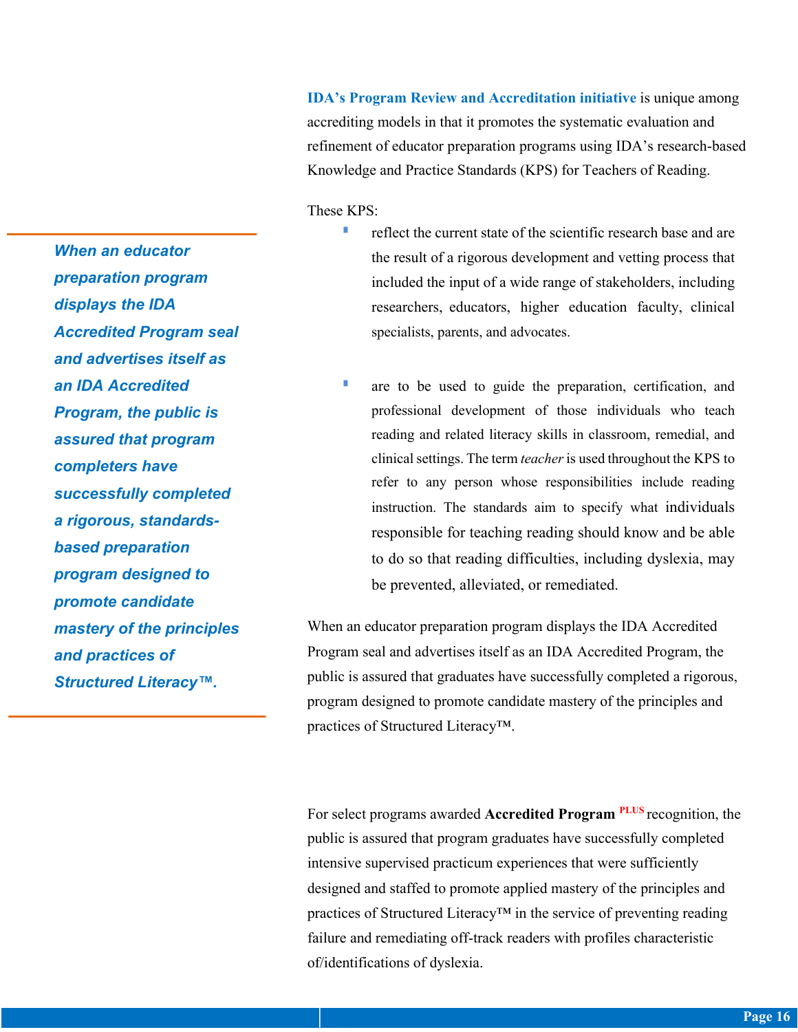**IDA's Program Review and Accreditation initiative** is unique among accrediting models in that it promotes the systematic evaluation and refinement of educator preparation programs using IDA's research-based Knowledge and Practice Standards (KPS) for Teachers of Reading.

These KPS:

- reflect the current state of the scientific research base and are the result of a rigorous development and vetting process that included the input of a wide range of stakeholders, including researchers, educators, higher education faculty, clinical specialists, parents, and advocates.

- are to be used to guide the preparation, certification, and professional development of those individuals who teach reading and related literacy skills in classroom, remedial, and clinical settings. The term *teacher* is used throughout the KPS to refer to any person whose responsibilities include reading instruction. The standards aim to specify what individuals responsible for teaching reading should know and be able to do so that reading difficulties, including dyslexia, may be prevented, alleviated, or remediated.

> ***When an educator preparation program displays the IDA Accredited Program seal and advertises itself as an IDA Accredited Program, the public is assured that program completers have successfully completed a rigorous, standards-based preparation program designed to promote candidate mastery of the principles and practices of Structured Literacy™.***

When an educator preparation program displays the IDA Accredited Program seal and advertises itself as an IDA Accredited Program, the public is assured that graduates have successfully completed a rigorous, program designed to promote candidate mastery of the principles and practices of Structured Literacy™.

For select programs awarded **Accredited Program** PLUS recognition, the public is assured that program graduates have successfully completed intensive supervised practicum experiences that were sufficiently designed and staffed to promote applied mastery of the principles and practices of Structured Literacy™ in the service of preventing reading failure and remediating off-track readers with profiles characteristic of/identifications of dyslexia.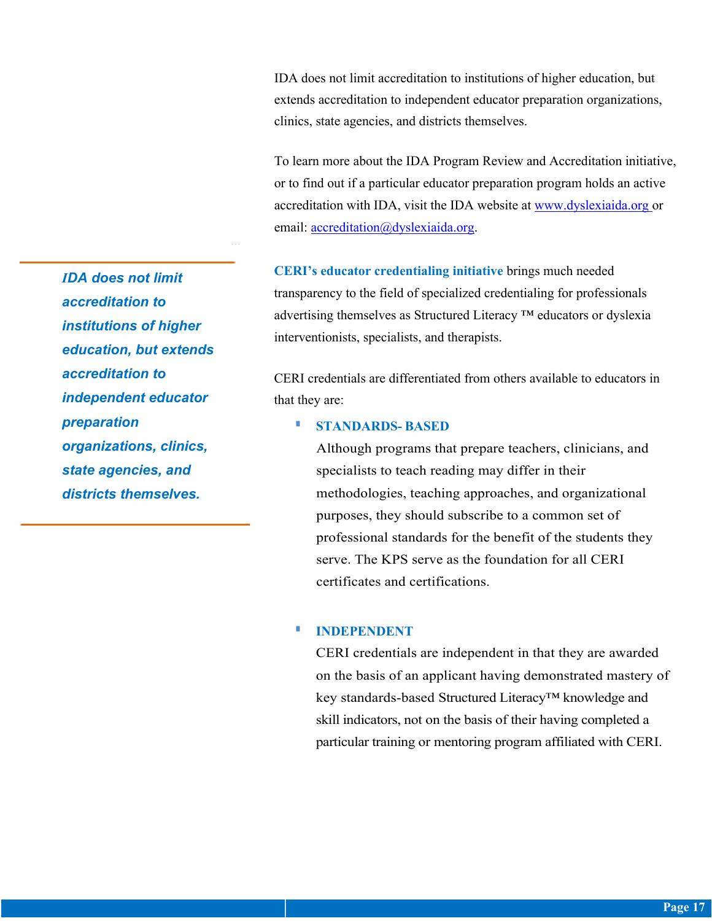IDA does not limit accreditation to institutions of higher education, but extends accreditation to independent educator preparation organizations, clinics, state agencies, and districts themselves.

To learn more about the IDA Program Review and Accreditation initiative, or to find out if a particular educator preparation program holds an active accreditation with IDA, visit the IDA website at [www.dyslexiaida.org](http://www.dyslexiaida.org) or email: [accreditation@dyslexiaida.org](mailto:accreditation@dyslexiaida.org).

> ***IDA does not limit accreditation to institutions of higher education, but extends accreditation to independent educator preparation organizations, clinics, state agencies, and districts themselves.***

**CERI's educator credentialing initiative** brings much needed transparency to the field of specialized credentialing for professionals advertising themselves as Structured Literacy ™ educators or dyslexia interventionists, specialists, and therapists.

CERI credentials are differentiated from others available to educators in that they are:

- **STANDARDS- BASED**
  Although programs that prepare teachers, clinicians, and specialists to teach reading may differ in their methodologies, teaching approaches, and organizational purposes, they should subscribe to a common set of professional standards for the benefit of the students they serve. The KPS serve as the foundation for all CERI certificates and certifications.

- **INDEPENDENT**
  CERI credentials are independent in that they are awarded on the basis of an applicant having demonstrated mastery of key standards-based Structured Literacy™ knowledge and skill indicators, not on the basis of their having completed a particular training or mentoring program affiliated with CERI.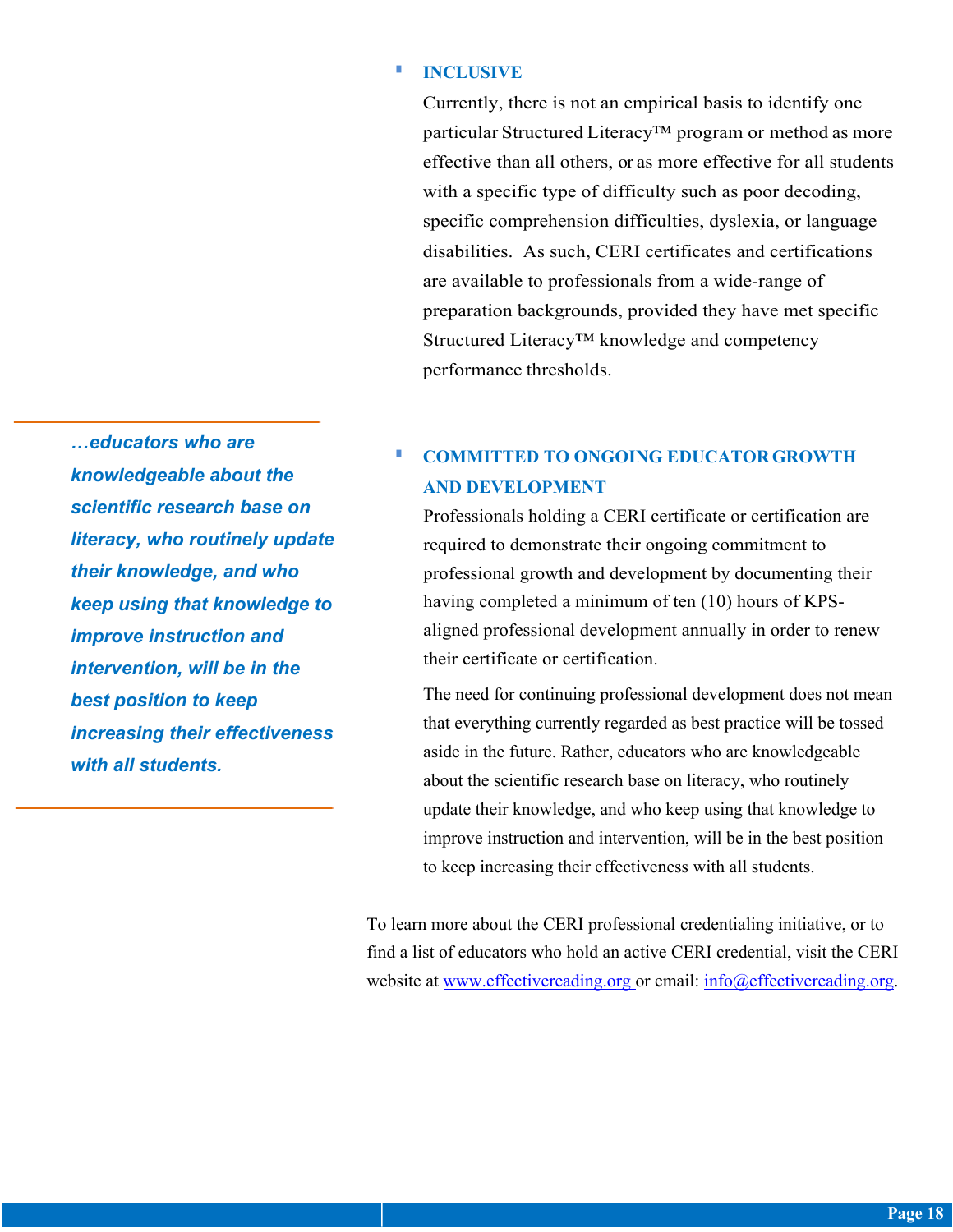- **INCLUSIVE**

  Currently, there is not an empirical basis to identify one particular Structured Literacy™ program or method as more effective than all others, or as more effective for all students with a specific type of difficulty such as poor decoding, specific comprehension difficulties, dyslexia, or language disabilities. As such, CERI certificates and certifications are available to professionals from a wide-range of preparation backgrounds, provided they have met specific Structured Literacy™ knowledge and competency performance thresholds.

*…educators who are knowledgeable about the scientific research base on literacy, who routinely update their knowledge, and who keep using that knowledge to improve instruction and intervention, will be in the best position to keep increasing their effectiveness with all students.*

- **COMMITTED TO ONGOING EDUCATOR GROWTH AND DEVELOPMENT**

  Professionals holding a CERI certificate or certification are required to demonstrate their ongoing commitment to professional growth and development by documenting their having completed a minimum of ten (10) hours of KPS-aligned professional development annually in order to renew their certificate or certification.

  The need for continuing professional development does not mean that everything currently regarded as best practice will be tossed aside in the future. Rather, educators who are knowledgeable about the scientific research base on literacy, who routinely update their knowledge, and who keep using that knowledge to improve instruction and intervention, will be in the best position to keep increasing their effectiveness with all students.

To learn more about the CERI professional credentialing initiative, or to find a list of educators who hold an active CERI credential, visit the CERI website at www.effectivereading.org or email: info@effectivereading.org.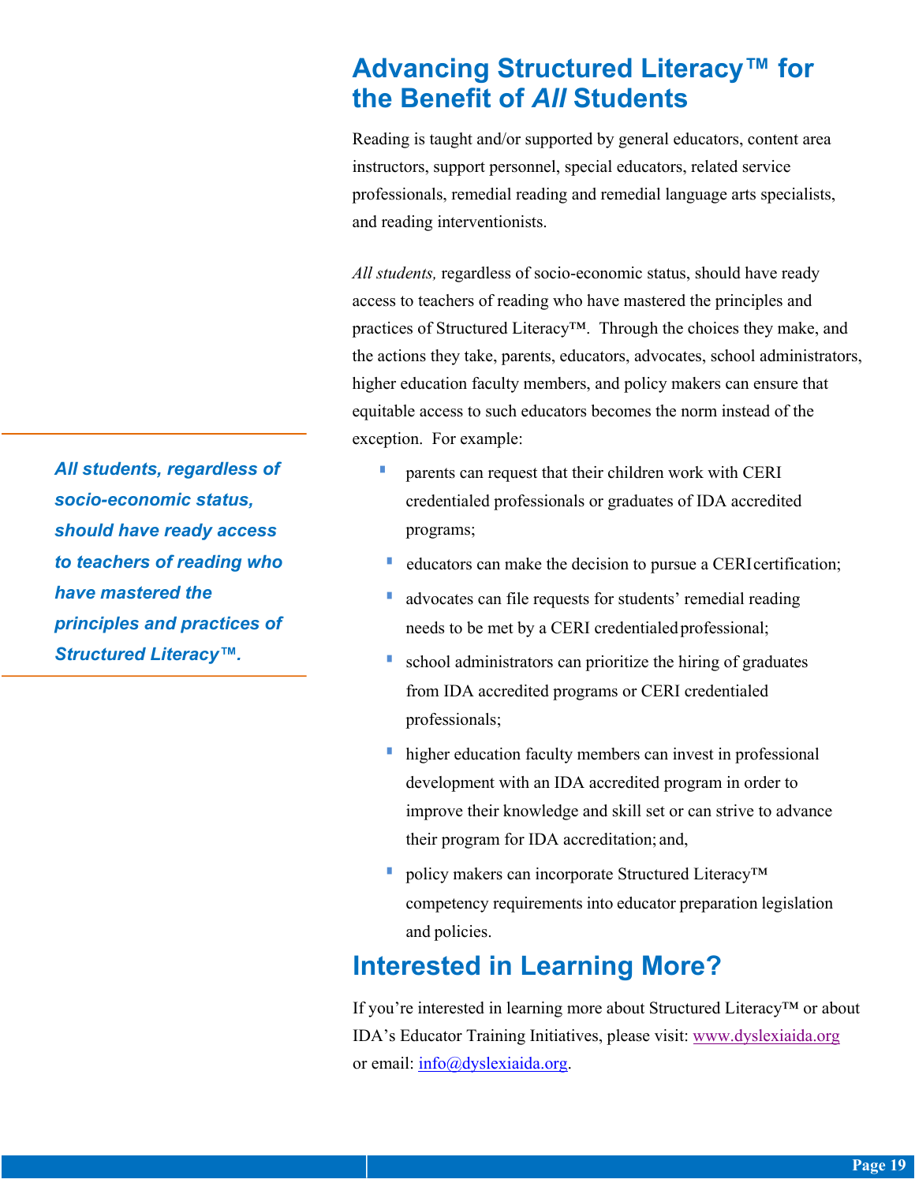## Advancing Structured Literacy™ for the Benefit of *All* Students

Reading is taught and/or supported by general educators, content area instructors, support personnel, special educators, related service professionals, remedial reading and remedial language arts specialists, and reading interventionists.

*All students,* regardless of socio-economic status, should have ready access to teachers of reading who have mastered the principles and practices of Structured Literacy™. Through the choices they make, and the actions they take, parents, educators, advocates, school administrators, higher education faculty members, and policy makers can ensure that equitable access to such educators becomes the norm instead of the exception. For example:

***All students, regardless of socio-economic status, should have ready access to teachers of reading who have mastered the principles and practices of Structured Literacy™.***

- parents can request that their children work with CERI credentialed professionals or graduates of IDA accredited programs;
- educators can make the decision to pursue a CERI certification;
- advocates can file requests for students' remedial reading needs to be met by a CERI credentialed professional;
- school administrators can prioritize the hiring of graduates from IDA accredited programs or CERI credentialed professionals;
- higher education faculty members can invest in professional development with an IDA accredited program in order to improve their knowledge and skill set or can strive to advance their program for IDA accreditation; and,
- policy makers can incorporate Structured Literacy™ competency requirements into educator preparation legislation and policies.

## Interested in Learning More?

If you're interested in learning more about Structured Literacy™ or about IDA's Educator Training Initiatives, please visit: www.dyslexiaida.org or email: info@dyslexiaida.org.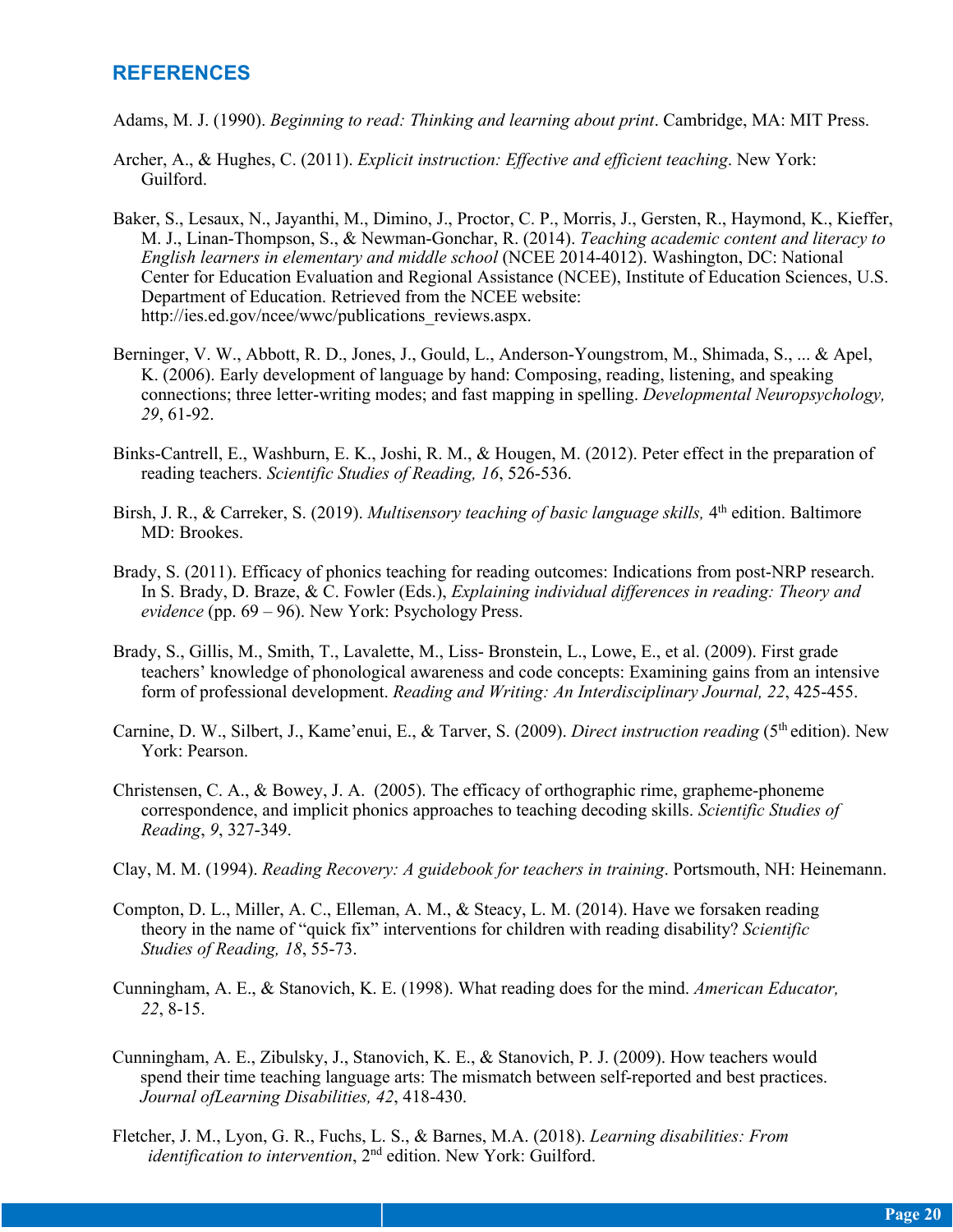## REFERENCES

Adams, M. J. (1990). *Beginning to read: Thinking and learning about print*. Cambridge, MA: MIT Press.

Archer, A., & Hughes, C. (2011). *Explicit instruction: Effective and efficient teaching*. New York: Guilford.

Baker, S., Lesaux, N., Jayanthi, M., Dimino, J., Proctor, C. P., Morris, J., Gersten, R., Haymond, K., Kieffer, M. J., Linan-Thompson, S., & Newman-Gonchar, R. (2014). *Teaching academic content and literacy to English learners in elementary and middle school* (NCEE 2014-4012). Washington, DC: National Center for Education Evaluation and Regional Assistance (NCEE), Institute of Education Sciences, U.S. Department of Education. Retrieved from the NCEE website: http://ies.ed.gov/ncee/wwc/publications_reviews.aspx.

Berninger, V. W., Abbott, R. D., Jones, J., Gould, L., Anderson-Youngstrom, M., Shimada, S., ... & Apel, K. (2006). Early development of language by hand: Composing, reading, listening, and speaking connections; three letter-writing modes; and fast mapping in spelling. *Developmental Neuropsychology, 29*, 61-92.

Binks-Cantrell, E., Washburn, E. K., Joshi, R. M., & Hougen, M. (2012). Peter effect in the preparation of reading teachers. *Scientific Studies of Reading, 16*, 526-536.

Birsh, J. R., & Carreker, S. (2019). *Multisensory teaching of basic language skills,* 4th edition. Baltimore MD: Brookes.

Brady, S. (2011). Efficacy of phonics teaching for reading outcomes: Indications from post-NRP research. In S. Brady, D. Braze, & C. Fowler (Eds.), *Explaining individual differences in reading: Theory and evidence* (pp. 69 – 96). New York: Psychology Press.

Brady, S., Gillis, M., Smith, T., Lavalette, M., Liss- Bronstein, L., Lowe, E., et al. (2009). First grade teachers' knowledge of phonological awareness and code concepts: Examining gains from an intensive form of professional development. *Reading and Writing: An Interdisciplinary Journal, 22*, 425-455.

Carnine, D. W., Silbert, J., Kame'enui, E., & Tarver, S. (2009). *Direct instruction reading* (5th edition). New York: Pearson.

Christensen, C. A., & Bowey, J. A. (2005). The efficacy of orthographic rime, grapheme-phoneme correspondence, and implicit phonics approaches to teaching decoding skills. *Scientific Studies of Reading*, *9*, 327-349.

Clay, M. M. (1994). *Reading Recovery: A guidebook for teachers in training*. Portsmouth, NH: Heinemann.

Compton, D. L., Miller, A. C., Elleman, A. M., & Steacy, L. M. (2014). Have we forsaken reading theory in the name of "quick fix" interventions for children with reading disability? *Scientific Studies of Reading, 18*, 55-73.

Cunningham, A. E., & Stanovich, K. E. (1998). What reading does for the mind. *American Educator, 22*, 8-15.

Cunningham, A. E., Zibulsky, J., Stanovich, K. E., & Stanovich, P. J. (2009). How teachers would spend their time teaching language arts: The mismatch between self-reported and best practices. *Journal ofLearning Disabilities, 42*, 418-430.

Fletcher, J. M., Lyon, G. R., Fuchs, L. S., & Barnes, M.A. (2018). *Learning disabilities: From identification to intervention*, 2nd edition. New York: Guilford.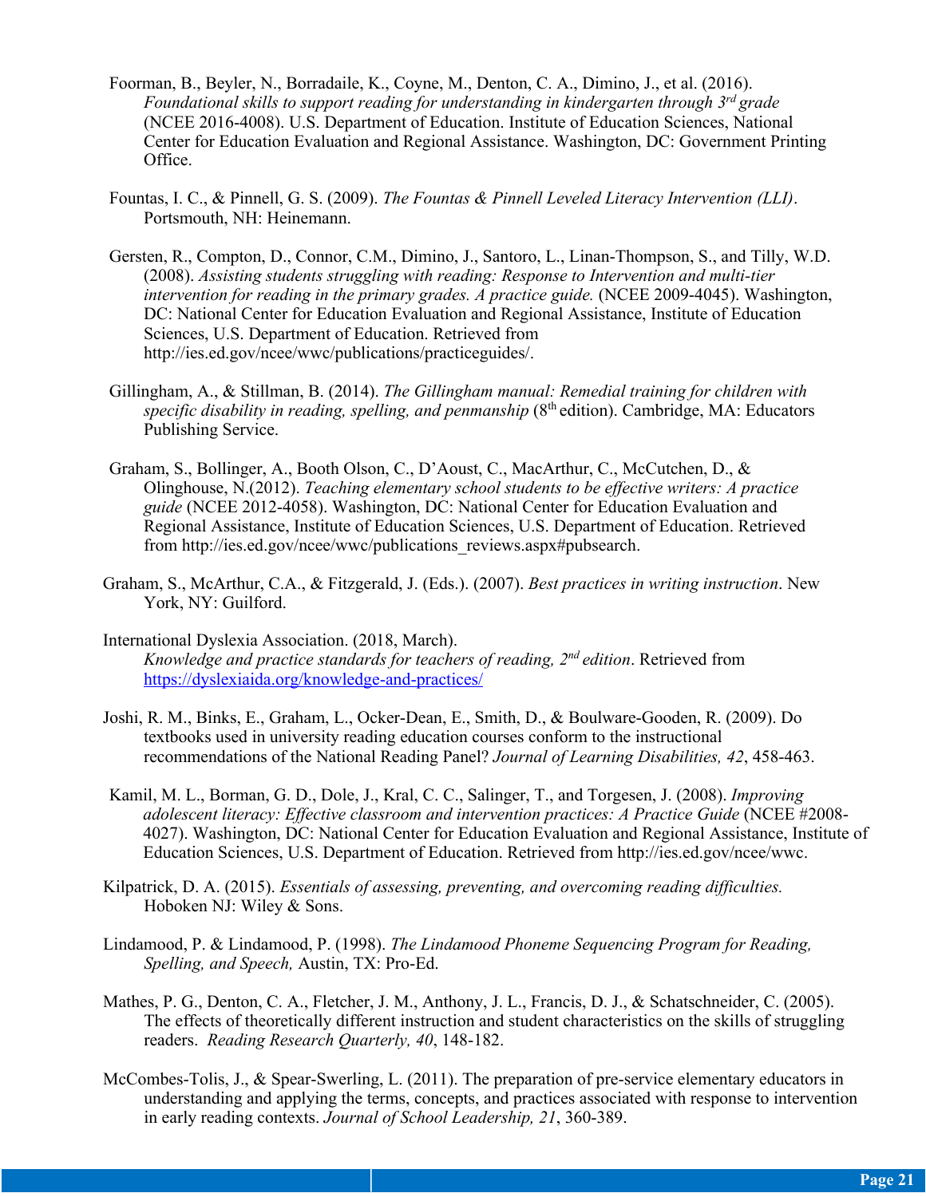Foorman, B., Beyler, N., Borradaile, K., Coyne, M., Denton, C. A., Dimino, J., et al. (2016). *Foundational skills to support reading for understanding in kindergarten through 3rd grade* (NCEE 2016-4008). U.S. Department of Education. Institute of Education Sciences, National Center for Education Evaluation and Regional Assistance. Washington, DC: Government Printing Office.

Fountas, I. C., & Pinnell, G. S. (2009). *The Fountas & Pinnell Leveled Literacy Intervention (LLI)*. Portsmouth, NH: Heinemann.

Gersten, R., Compton, D., Connor, C.M., Dimino, J., Santoro, L., Linan-Thompson, S., and Tilly, W.D. (2008). *Assisting students struggling with reading: Response to Intervention and multi-tier intervention for reading in the primary grades. A practice guide.* (NCEE 2009-4045). Washington, DC: National Center for Education Evaluation and Regional Assistance, Institute of Education Sciences, U.S. Department of Education. Retrieved from http://ies.ed.gov/ncee/wwc/publications/practiceguides/.

Gillingham, A., & Stillman, B. (2014). *The Gillingham manual: Remedial training for children with specific disability in reading, spelling, and penmanship* (8th edition). Cambridge, MA: Educators Publishing Service.

Graham, S., Bollinger, A., Booth Olson, C., D'Aoust, C., MacArthur, C., McCutchen, D., & Olinghouse, N.(2012). *Teaching elementary school students to be effective writers: A practice guide* (NCEE 2012-4058). Washington, DC: National Center for Education Evaluation and Regional Assistance, Institute of Education Sciences, U.S. Department of Education. Retrieved from http://ies.ed.gov/ncee/wwc/publications_reviews.aspx#pubsearch.

Graham, S., McArthur, C.A., & Fitzgerald, J. (Eds.). (2007). *Best practices in writing instruction*. New York, NY: Guilford.

International Dyslexia Association. (2018, March). *Knowledge and practice standards for teachers of reading, 2nd edition*. Retrieved from https://dyslexiaida.org/knowledge-and-practices/

Joshi, R. M., Binks, E., Graham, L., Ocker-Dean, E., Smith, D., & Boulware-Gooden, R. (2009). Do textbooks used in university reading education courses conform to the instructional recommendations of the National Reading Panel? *Journal of Learning Disabilities, 42*, 458-463.

Kamil, M. L., Borman, G. D., Dole, J., Kral, C. C., Salinger, T., and Torgesen, J. (2008). *Improving adolescent literacy: Effective classroom and intervention practices: A Practice Guide* (NCEE #2008-4027). Washington, DC: National Center for Education Evaluation and Regional Assistance, Institute of Education Sciences, U.S. Department of Education. Retrieved from http://ies.ed.gov/ncee/wwc.

Kilpatrick, D. A. (2015). *Essentials of assessing, preventing, and overcoming reading difficulties.* Hoboken NJ: Wiley & Sons.

Lindamood, P. & Lindamood, P. (1998). *The Lindamood Phoneme Sequencing Program for Reading, Spelling, and Speech,* Austin, TX: Pro-Ed.

Mathes, P. G., Denton, C. A., Fletcher, J. M., Anthony, J. L., Francis, D. J., & Schatschneider, C. (2005). The effects of theoretically different instruction and student characteristics on the skills of struggling readers. *Reading Research Quarterly, 40*, 148-182.

McCombes-Tolis, J., & Spear-Swerling, L. (2011). The preparation of pre-service elementary educators in understanding and applying the terms, concepts, and practices associated with response to intervention in early reading contexts. *Journal of School Leadership, 21*, 360-389.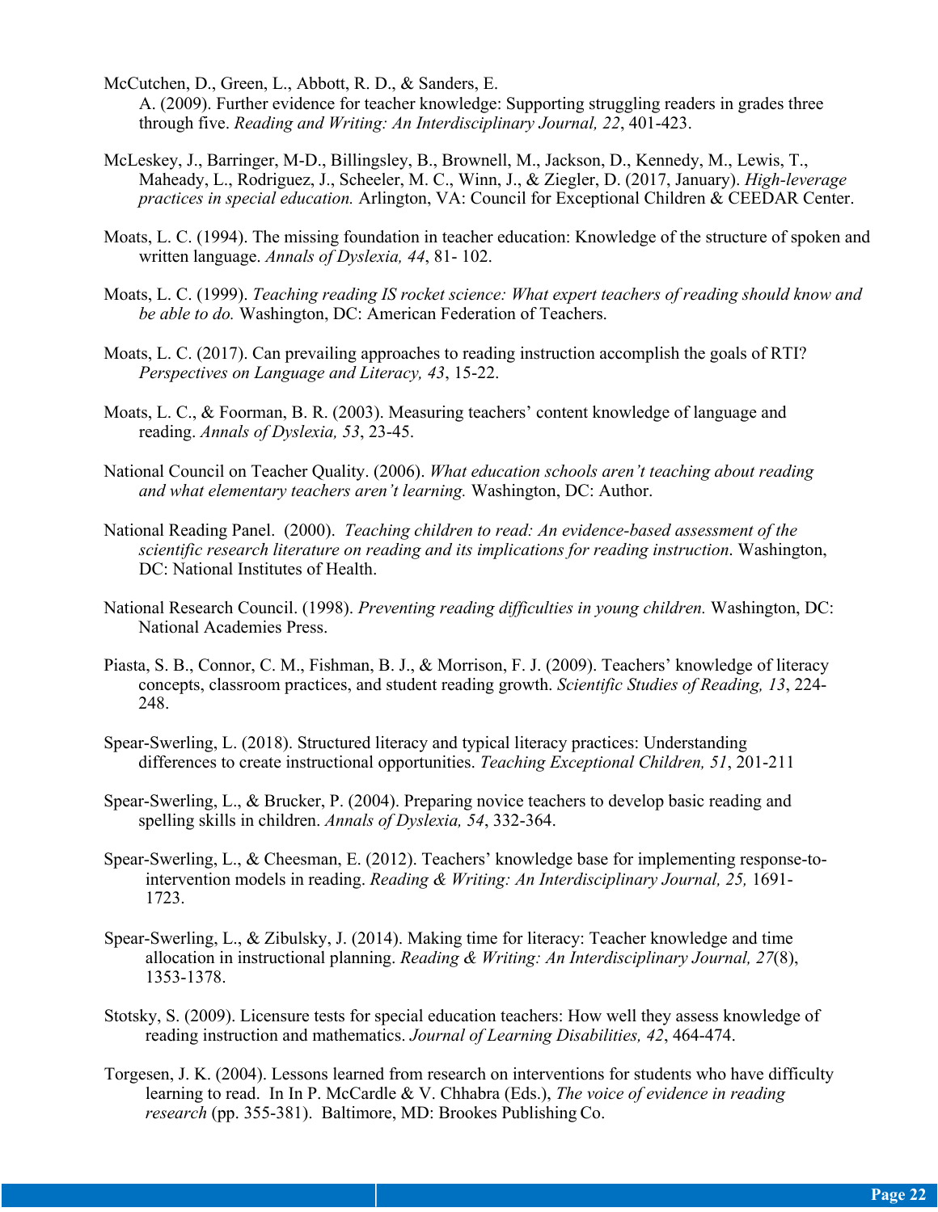McCutchen, D., Green, L., Abbott, R. D., & Sanders, E. A. (2009). Further evidence for teacher knowledge: Supporting struggling readers in grades three through five. *Reading and Writing: An Interdisciplinary Journal, 22*, 401-423.

McLeskey, J., Barringer, M-D., Billingsley, B., Brownell, M., Jackson, D., Kennedy, M., Lewis, T., Maheady, L., Rodriguez, J., Scheeler, M. C., Winn, J., & Ziegler, D. (2017, January). *High-leverage practices in special education.* Arlington, VA: Council for Exceptional Children & CEEDAR Center.

Moats, L. C. (1994). The missing foundation in teacher education: Knowledge of the structure of spoken and written language. *Annals of Dyslexia, 44*, 81- 102.

Moats, L. C. (1999). *Teaching reading IS rocket science: What expert teachers of reading should know and be able to do.* Washington, DC: American Federation of Teachers.

Moats, L. C. (2017). Can prevailing approaches to reading instruction accomplish the goals of RTI? *Perspectives on Language and Literacy, 43*, 15-22.

Moats, L. C., & Foorman, B. R. (2003). Measuring teachers' content knowledge of language and reading. *Annals of Dyslexia, 53*, 23-45.

National Council on Teacher Quality. (2006). *What education schools aren't teaching about reading and what elementary teachers aren't learning.* Washington, DC: Author.

National Reading Panel. (2000). *Teaching children to read: An evidence-based assessment of the scientific research literature on reading and its implications for reading instruction*. Washington, DC: National Institutes of Health.

National Research Council. (1998). *Preventing reading difficulties in young children.* Washington, DC: National Academies Press.

Piasta, S. B., Connor, C. M., Fishman, B. J., & Morrison, F. J. (2009). Teachers' knowledge of literacy concepts, classroom practices, and student reading growth. *Scientific Studies of Reading, 13*, 224-248.

Spear-Swerling, L. (2018). Structured literacy and typical literacy practices: Understanding differences to create instructional opportunities. *Teaching Exceptional Children, 51*, 201-211

Spear-Swerling, L., & Brucker, P. (2004). Preparing novice teachers to develop basic reading and spelling skills in children. *Annals of Dyslexia, 54*, 332-364.

Spear-Swerling, L., & Cheesman, E. (2012). Teachers' knowledge base for implementing response-to-intervention models in reading. *Reading & Writing: An Interdisciplinary Journal, 25,* 1691-1723.

Spear-Swerling, L., & Zibulsky, J. (2014). Making time for literacy: Teacher knowledge and time allocation in instructional planning. *Reading & Writing: An Interdisciplinary Journal, 27*(8), 1353-1378.

Stotsky, S. (2009). Licensure tests for special education teachers: How well they assess knowledge of reading instruction and mathematics. *Journal of Learning Disabilities, 42*, 464-474.

Torgesen, J. K. (2004). Lessons learned from research on interventions for students who have difficulty learning to read. In In P. McCardle & V. Chhabra (Eds.), *The voice of evidence in reading research* (pp. 355-381). Baltimore, MD: Brookes Publishing Co.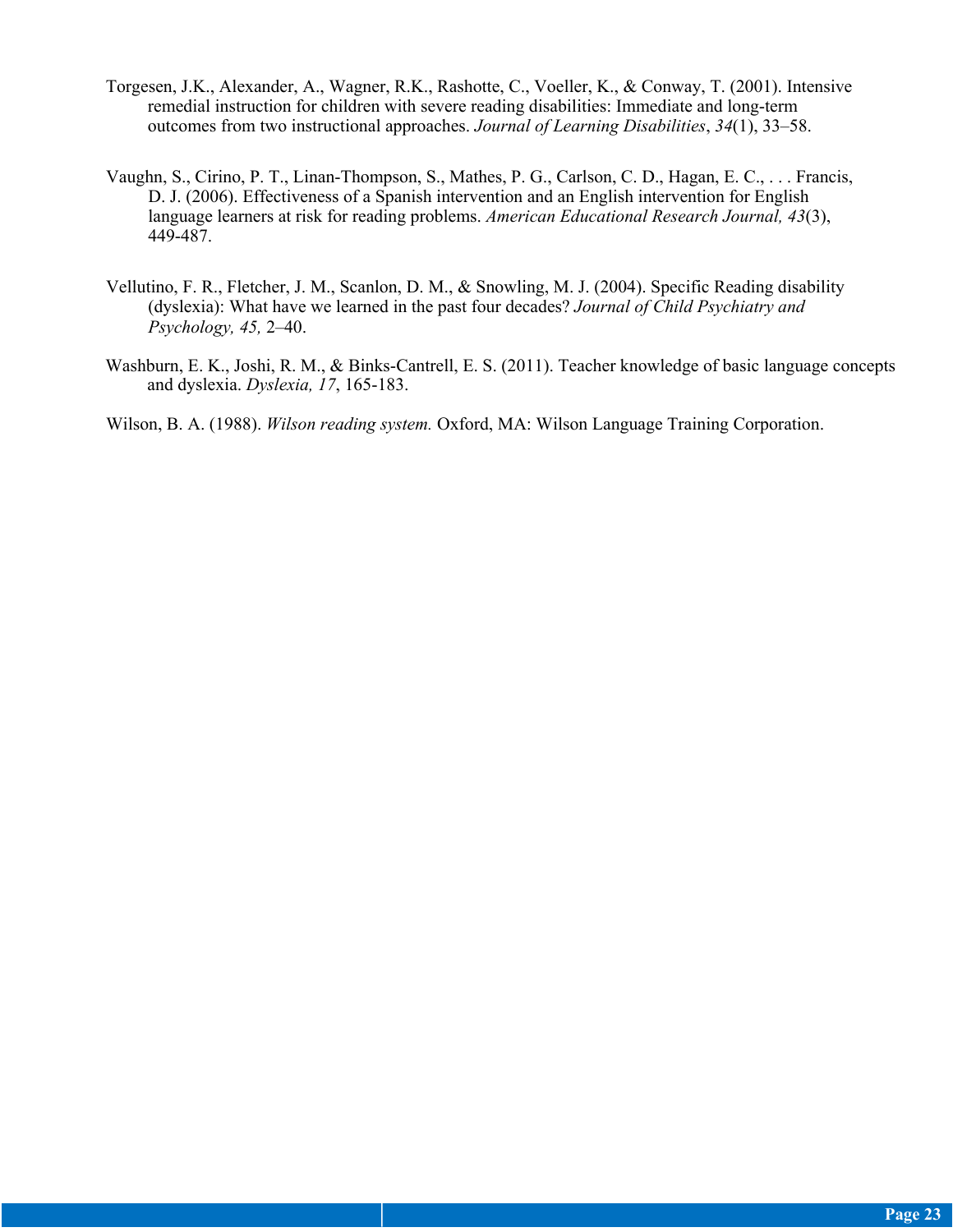Torgesen, J.K., Alexander, A., Wagner, R.K., Rashotte, C., Voeller, K., & Conway, T. (2001). Intensive remedial instruction for children with severe reading disabilities: Immediate and long-term outcomes from two instructional approaches. *Journal of Learning Disabilities*, *34*(1), 33–58.

Vaughn, S., Cirino, P. T., Linan-Thompson, S., Mathes, P. G., Carlson, C. D., Hagan, E. C., . . . Francis, D. J. (2006). Effectiveness of a Spanish intervention and an English intervention for English language learners at risk for reading problems. *American Educational Research Journal, 43*(3), 449-487.

Vellutino, F. R., Fletcher, J. M., Scanlon, D. M., & Snowling, M. J. (2004). Specific Reading disability (dyslexia): What have we learned in the past four decades? *Journal of Child Psychiatry and Psychology, 45,* 2–40.

Washburn, E. K., Joshi, R. M., & Binks-Cantrell, E. S. (2011). Teacher knowledge of basic language concepts and dyslexia. *Dyslexia, 17*, 165-183.

Wilson, B. A. (1988). *Wilson reading system.* Oxford, MA: Wilson Language Training Corporation.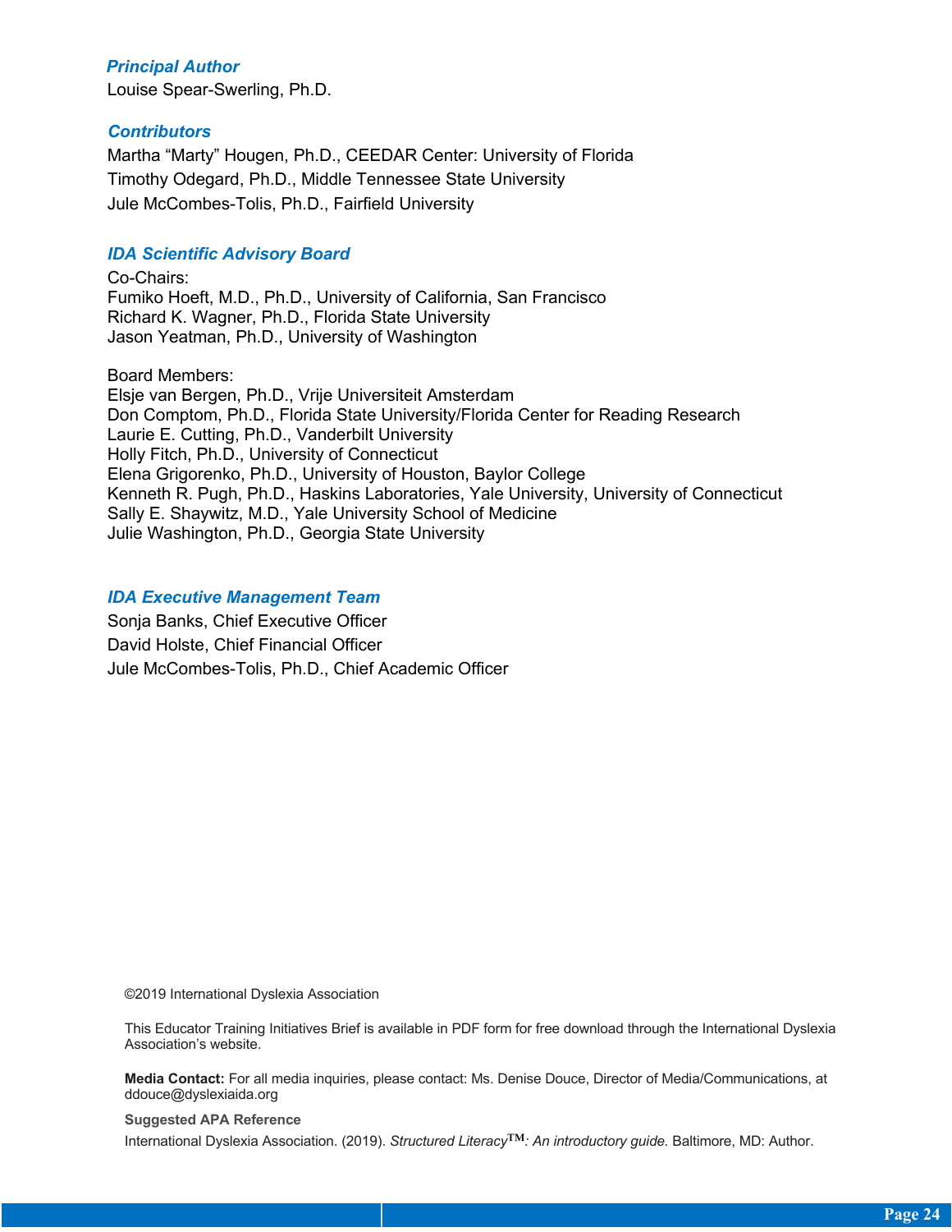### *Principal Author*

Louise Spear-Swerling, Ph.D.

### *Contributors*

Martha “Marty” Hougen, Ph.D., CEEDAR Center: University of Florida
Timothy Odegard, Ph.D., Middle Tennessee State University
Jule McCombes-Tolis, Ph.D., Fairfield University

### *IDA Scientific Advisory Board*

Co-Chairs:
Fumiko Hoeft, M.D., Ph.D., University of California, San Francisco
Richard K. Wagner, Ph.D., Florida State University
Jason Yeatman, Ph.D., University of Washington

Board Members:
Elsje van Bergen, Ph.D., Vrije Universiteit Amsterdam
Don Comptom, Ph.D., Florida State University/Florida Center for Reading Research
Laurie E. Cutting, Ph.D., Vanderbilt University
Holly Fitch, Ph.D., University of Connecticut
Elena Grigorenko, Ph.D., University of Houston, Baylor College
Kenneth R. Pugh, Ph.D., Haskins Laboratories, Yale University, University of Connecticut
Sally E. Shaywitz, M.D., Yale University School of Medicine
Julie Washington, Ph.D., Georgia State University

### *IDA Executive Management Team*

Sonja Banks, Chief Executive Officer
David Holste, Chief Financial Officer
Jule McCombes-Tolis, Ph.D., Chief Academic Officer

©2019 International Dyslexia Association

This Educator Training Initiatives Brief is available in PDF form for free download through the International Dyslexia Association’s website.

**Media Contact:** For all media inquiries, please contact: Ms. Denise Douce, Director of Media/Communications, at ddouce@dyslexiaida.org

**Suggested APA Reference**

International Dyslexia Association. (2019). *Structured Literacy™: An introductory guide.* Baltimore, MD: Author.